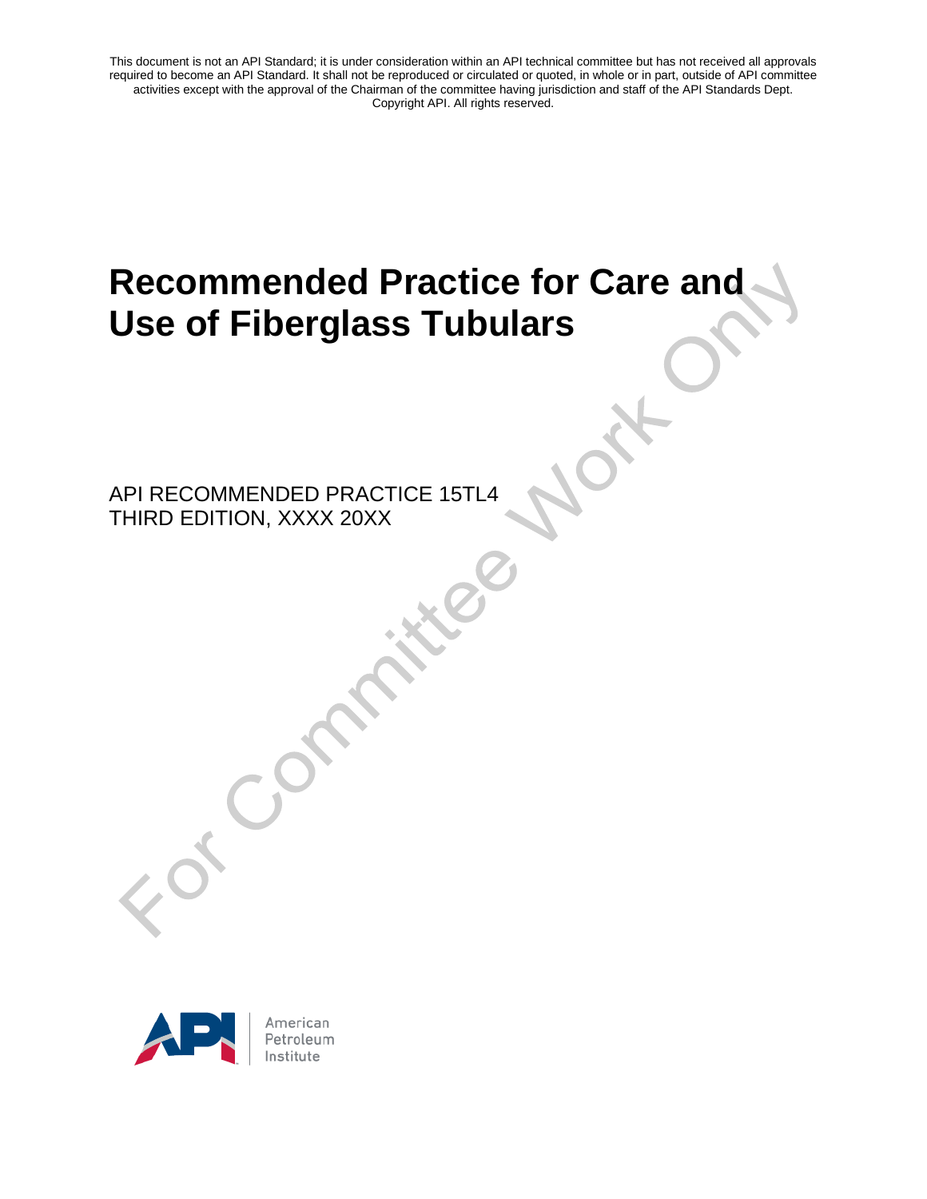This document is not an API Standard; it is under consideration within an API technical committee but has not received all approvals required to become an API Standard. It shall not be reproduced or circulated or quoted, in whole or in part, outside of API committee activities except with the approval of the Chairman of the committee having jurisdiction and staff of the API Standards Dept. Copyright API. All rights reserved.

# Recommended Practice for Care and Use of Fiberglass Tubulars

API RECOMMENDED PRACTICE 15TL4
THIRD EDITION, XXXX 20XX

For Committee Work Only

American Petroleum Institute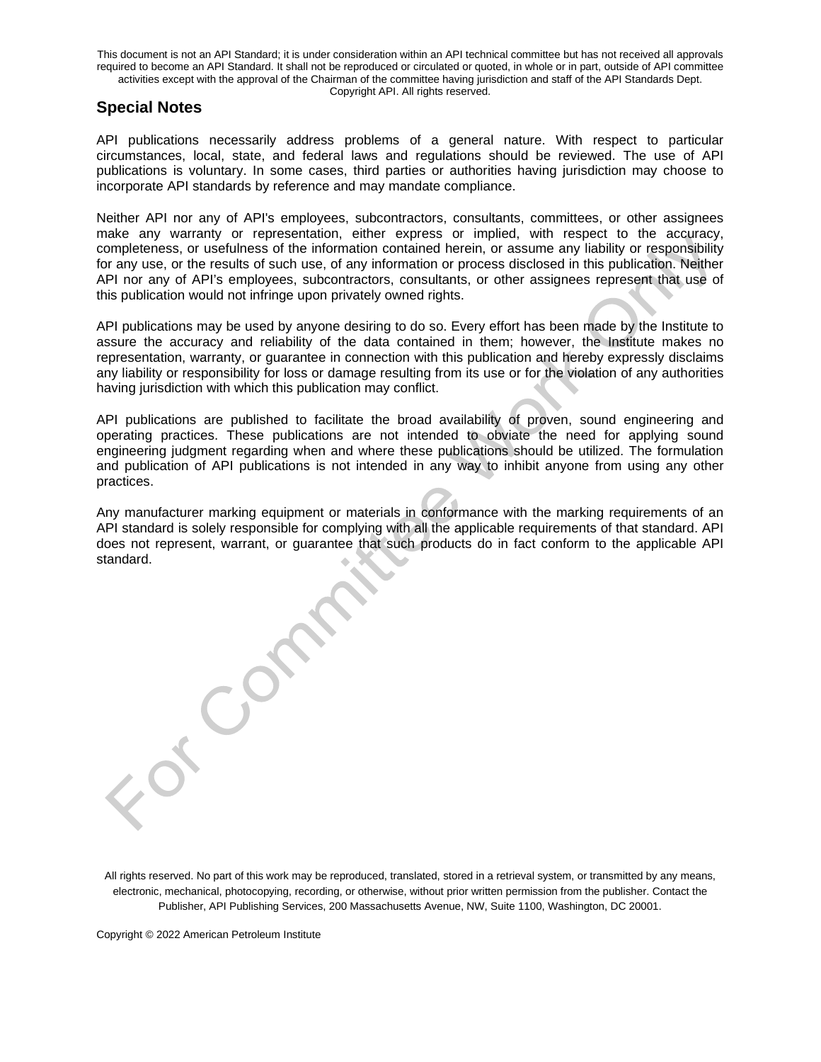This document is not an API Standard; it is under consideration within an API technical committee but has not received all approvals required to become an API Standard. It shall not be reproduced or circulated or quoted, in whole or in part, outside of API committee activities except with the approval of the Chairman of the committee having jurisdiction and staff of the API Standards Dept. Copyright API. All rights reserved.

## Special Notes

API publications necessarily address problems of a general nature. With respect to particular circumstances, local, state, and federal laws and regulations should be reviewed. The use of API publications is voluntary. In some cases, third parties or authorities having jurisdiction may choose to incorporate API standards by reference and may mandate compliance.

Neither API nor any of API's employees, subcontractors, consultants, committees, or other assignees make any warranty or representation, either express or implied, with respect to the accuracy, completeness, or usefulness of the information contained herein, or assume any liability or responsibility for any use, or the results of such use, of any information or process disclosed in this publication. Neither API nor any of API's employees, subcontractors, consultants, or other assignees represent that use of this publication would not infringe upon privately owned rights.

API publications may be used by anyone desiring to do so. Every effort has been made by the Institute to assure the accuracy and reliability of the data contained in them; however, the Institute makes no representation, warranty, or guarantee in connection with this publication and hereby expressly disclaims any liability or responsibility for loss or damage resulting from its use or for the violation of any authorities having jurisdiction with which this publication may conflict.

API publications are published to facilitate the broad availability of proven, sound engineering and operating practices. These publications are not intended to obviate the need for applying sound engineering judgment regarding when and where these publications should be utilized. The formulation and publication of API publications is not intended in any way to inhibit anyone from using any other practices.

Any manufacturer marking equipment or materials in conformance with the marking requirements of an API standard is solely responsible for complying with all the applicable requirements of that standard. API does not represent, warrant, or guarantee that such products do in fact conform to the applicable API standard.

All rights reserved. No part of this work may be reproduced, translated, stored in a retrieval system, or transmitted by any means, electronic, mechanical, photocopying, recording, or otherwise, without prior written permission from the publisher. Contact the Publisher, API Publishing Services, 200 Massachusetts Avenue, NW, Suite 1100, Washington, DC 20001.

Copyright © 2022 American Petroleum Institute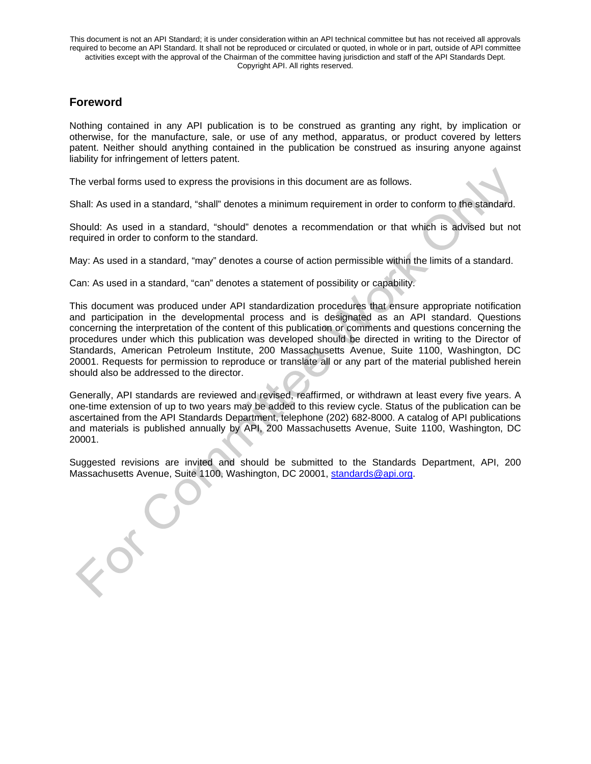## Foreword

Nothing contained in any API publication is to be construed as granting any right, by implication or otherwise, for the manufacture, sale, or use of any method, apparatus, or product covered by letters patent. Neither should anything contained in the publication be construed as insuring anyone against liability for infringement of letters patent.

The verbal forms used to express the provisions in this document are as follows.

Shall: As used in a standard, “shall” denotes a minimum requirement in order to conform to the standard.

Should: As used in a standard, “should” denotes a recommendation or that which is advised but not required in order to conform to the standard.

May: As used in a standard, “may” denotes a course of action permissible within the limits of a standard.

Can: As used in a standard, “can” denotes a statement of possibility or capability.

This document was produced under API standardization procedures that ensure appropriate notification and participation in the developmental process and is designated as an API standard. Questions concerning the interpretation of the content of this publication or comments and questions concerning the procedures under which this publication was developed should be directed in writing to the Director of Standards, American Petroleum Institute, 200 Massachusetts Avenue, Suite 1100, Washington, DC 20001. Requests for permission to reproduce or translate all or any part of the material published herein should also be addressed to the director.

Generally, API standards are reviewed and revised, reaffirmed, or withdrawn at least every five years. A one-time extension of up to two years may be added to this review cycle. Status of the publication can be ascertained from the API Standards Department, telephone (202) 682-8000. A catalog of API publications and materials is published annually by API, 200 Massachusetts Avenue, Suite 1100, Washington, DC 20001.

Suggested revisions are invited and should be submitted to the Standards Department, API, 200 Massachusetts Avenue, Suite 1100, Washington, DC 20001, standards@api.org.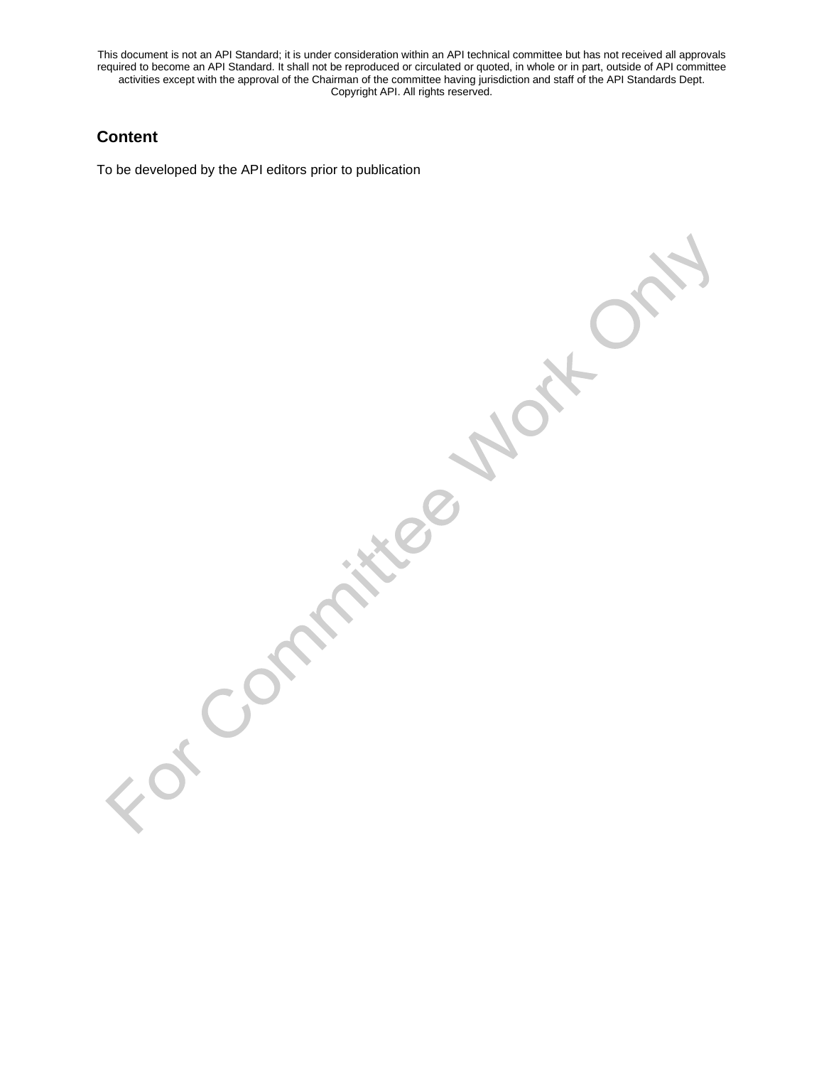## Content

To be developed by the API editors prior to publication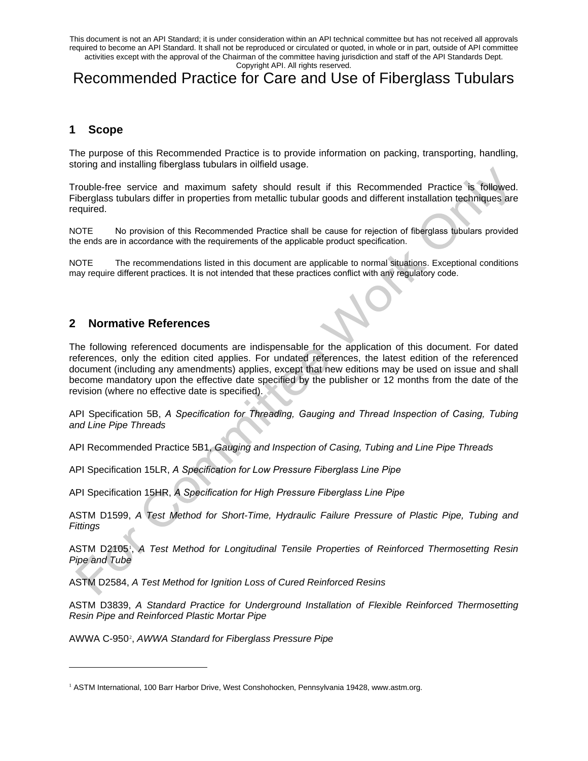This document is not an API Standard; it is under consideration within an API technical committee but has not received all approvals required to become an API Standard. It shall not be reproduced or circulated or quoted, in whole or in part, outside of API committee activities except with the approval of the Chairman of the committee having jurisdiction and staff of the API Standards Dept. Copyright API. All rights reserved.

# Recommended Practice for Care and Use of Fiberglass Tubulars

## 1 Scope

The purpose of this Recommended Practice is to provide information on packing, transporting, handling, storing and installing fiberglass tubulars in oilfield usage.

Trouble-free service and maximum safety should result if this Recommended Practice is followed. Fiberglass tubulars differ in properties from metallic tubular goods and different installation techniques are required.

NOTE No provision of this Recommended Practice shall be cause for rejection of fiberglass tubulars provided the ends are in accordance with the requirements of the applicable product specification.

NOTE The recommendations listed in this document are applicable to normal situations. Exceptional conditions may require different practices. It is not intended that these practices conflict with any regulatory code.

## 2 Normative References

The following referenced documents are indispensable for the application of this document. For dated references, only the edition cited applies. For undated references, the latest edition of the referenced document (including any amendments) applies, except that new editions may be used on issue and shall become mandatory upon the effective date specified by the publisher or 12 months from the date of the revision (where no effective date is specified).

API Specification 5B, *A Specification for Threading, Gauging and Thread Inspection of Casing, Tubing and Line Pipe Threads*

API Recommended Practice 5B1, *Gauging and Inspection of Casing, Tubing and Line Pipe Threads*

API Specification 15LR, *A Specification for Low Pressure Fiberglass Line Pipe*

API Specification 15HR, *A Specification for High Pressure Fiberglass Line Pipe*

ASTM D1599, *A Test Method for Short-Time, Hydraulic Failure Pressure of Plastic Pipe, Tubing and Fittings*

ASTM D2105[1], *A Test Method for Longitudinal Tensile Properties of Reinforced Thermosetting Resin Pipe and Tube*

ASTM D2584, *A Test Method for Ignition Loss of Cured Reinforced Resins*

ASTM D3839, *A Standard Practice for Underground Installation of Flexible Reinforced Thermosetting Resin Pipe and Reinforced Plastic Mortar Pipe*

AWWA C-950[2], *AWWA Standard for Fiberglass Pressure Pipe*

---

[1] ASTM International, 100 Barr Harbor Drive, West Conshohocken, Pennsylvania 19428, www.astm.org.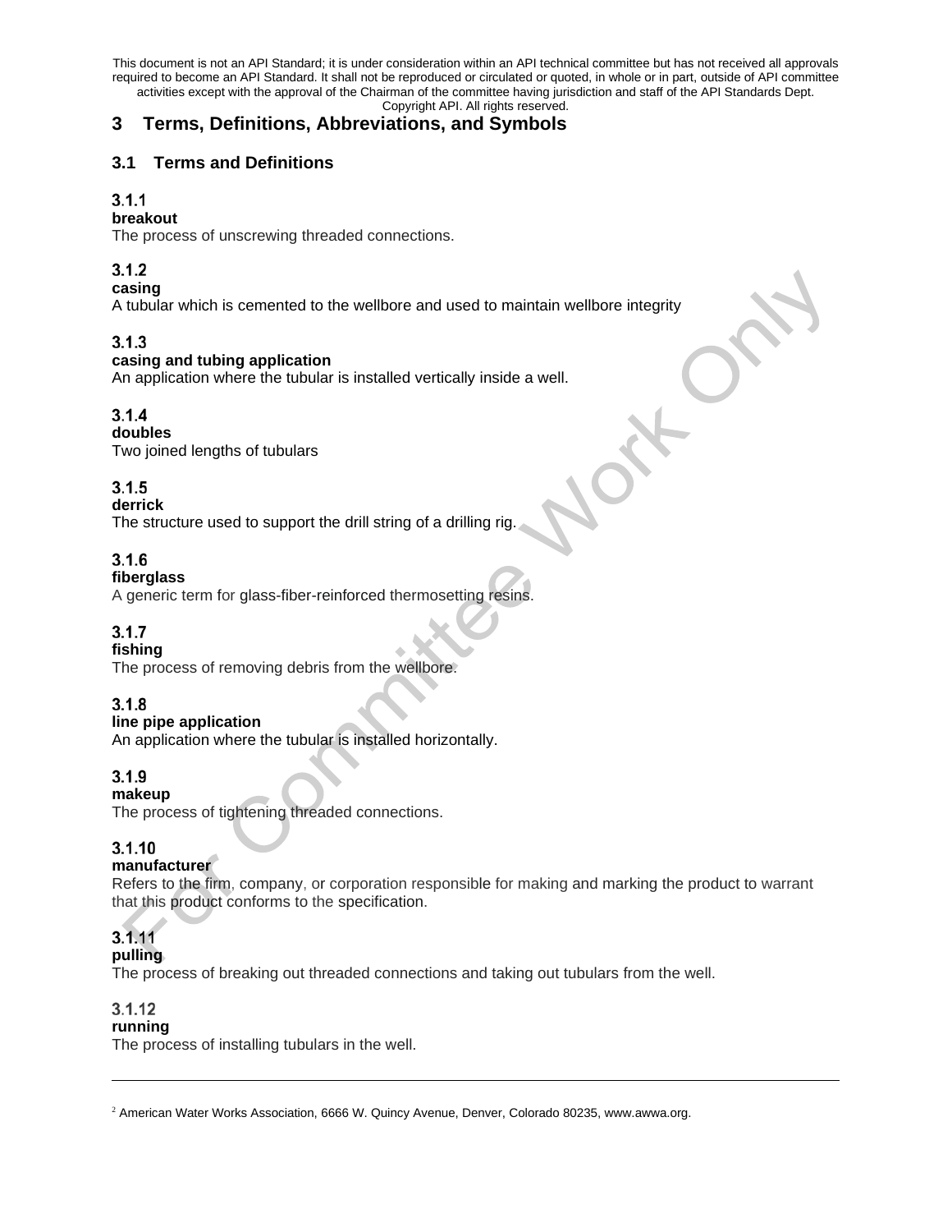# 3 Terms, Definitions, Abbreviations, and Symbols

## 3.1 Terms and Definitions

### 3.1.1

**breakout**

The process of unscrewing threaded connections.

### 3.1.2

**casing**

A tubular which is cemented to the wellbore and used to maintain wellbore integrity

### 3.1.3

**casing and tubing application**

An application where the tubular is installed vertically inside a well.

### 3.1.4

**doubles**

Two joined lengths of tubulars

### 3.1.5

**derrick**

The structure used to support the drill string of a drilling rig.

### 3.1.6

**fiberglass**

A generic term for glass-fiber-reinforced thermosetting resins.

### 3.1.7

**fishing**

The process of removing debris from the wellbore.

### 3.1.8

**line pipe application**

An application where the tubular is installed horizontally.

### 3.1.9

**makeup**

The process of tightening threaded connections.

### 3.1.10

**manufacturer**

Refers to the firm, company, or corporation responsible for making and marking the product to warrant that this product conforms to the specification.

### 3.1.11

**pulling**

The process of breaking out threaded connections and taking out tubulars from the well.

### 3.1.12

**running**

The process of installing tubulars in the well.

---

[2] American Water Works Association, 6666 W. Quincy Avenue, Denver, Colorado 80235, www.awwa.org.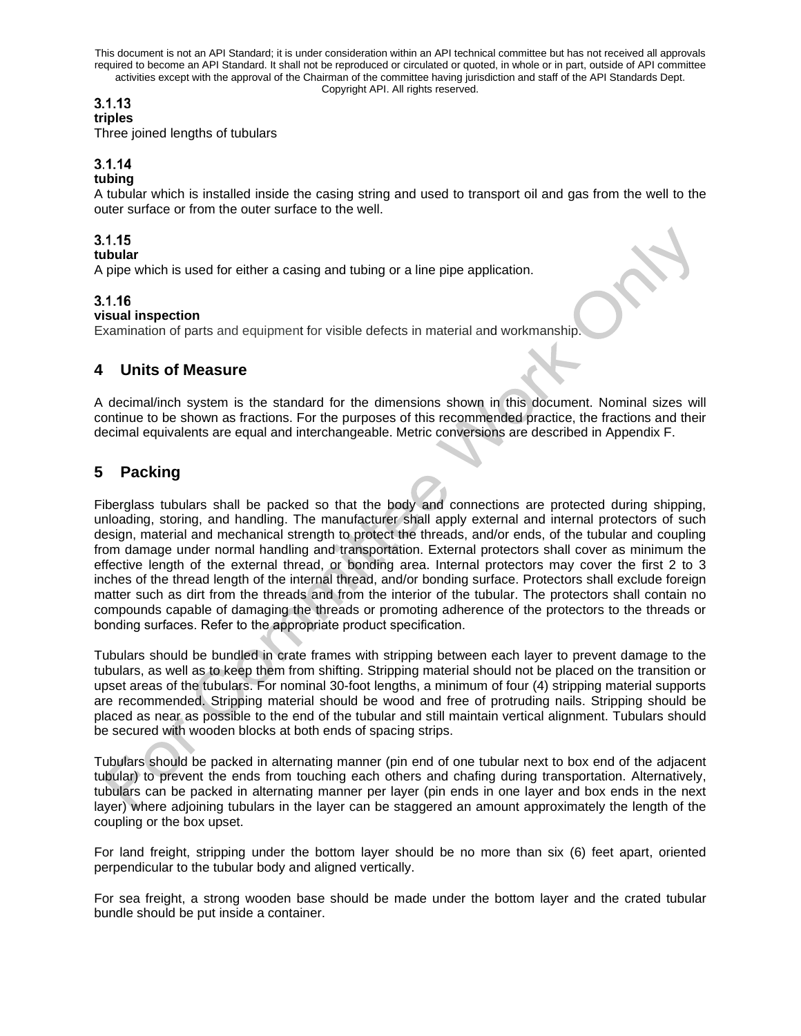### 3.1.13
**triples**
Three joined lengths of tubulars

### 3.1.14
**tubing**
A tubular which is installed inside the casing string and used to transport oil and gas from the well to the outer surface or from the outer surface to the well.

### 3.1.15
**tubular**
A pipe which is used for either a casing and tubing or a line pipe application.

### 3.1.16
**visual inspection**
Examination of parts and equipment for visible defects in material and workmanship.

## 4 Units of Measure

A decimal/inch system is the standard for the dimensions shown in this document. Nominal sizes will continue to be shown as fractions. For the purposes of this recommended practice, the fractions and their decimal equivalents are equal and interchangeable. Metric conversions are described in Appendix F.

## 5 Packing

Fiberglass tubulars shall be packed so that the body and connections are protected during shipping, unloading, storing, and handling. The manufacturer shall apply external and internal protectors of such design, material and mechanical strength to protect the threads, and/or ends, of the tubular and coupling from damage under normal handling and transportation. External protectors shall cover as minimum the effective length of the external thread, or bonding area. Internal protectors may cover the first 2 to 3 inches of the thread length of the internal thread, and/or bonding surface. Protectors shall exclude foreign matter such as dirt from the threads and from the interior of the tubular. The protectors shall contain no compounds capable of damaging the threads or promoting adherence of the protectors to the threads or bonding surfaces. Refer to the appropriate product specification.

Tubulars should be bundled in crate frames with stripping between each layer to prevent damage to the tubulars, as well as to keep them from shifting. Stripping material should not be placed on the transition or upset areas of the tubulars. For nominal 30-foot lengths, a minimum of four (4) stripping material supports are recommended. Stripping material should be wood and free of protruding nails. Stripping should be placed as near as possible to the end of the tubular and still maintain vertical alignment. Tubulars should be secured with wooden blocks at both ends of spacing strips.

Tubulars should be packed in alternating manner (pin end of one tubular next to box end of the adjacent tubular) to prevent the ends from touching each others and chafing during transportation. Alternatively, tubulars can be packed in alternating manner per layer (pin ends in one layer and box ends in the next layer) where adjoining tubulars in the layer can be staggered an amount approximately the length of the coupling or the box upset.

For land freight, stripping under the bottom layer should be no more than six (6) feet apart, oriented perpendicular to the tubular body and aligned vertically.

For sea freight, a strong wooden base should be made under the bottom layer and the crated tubular bundle should be put inside a container.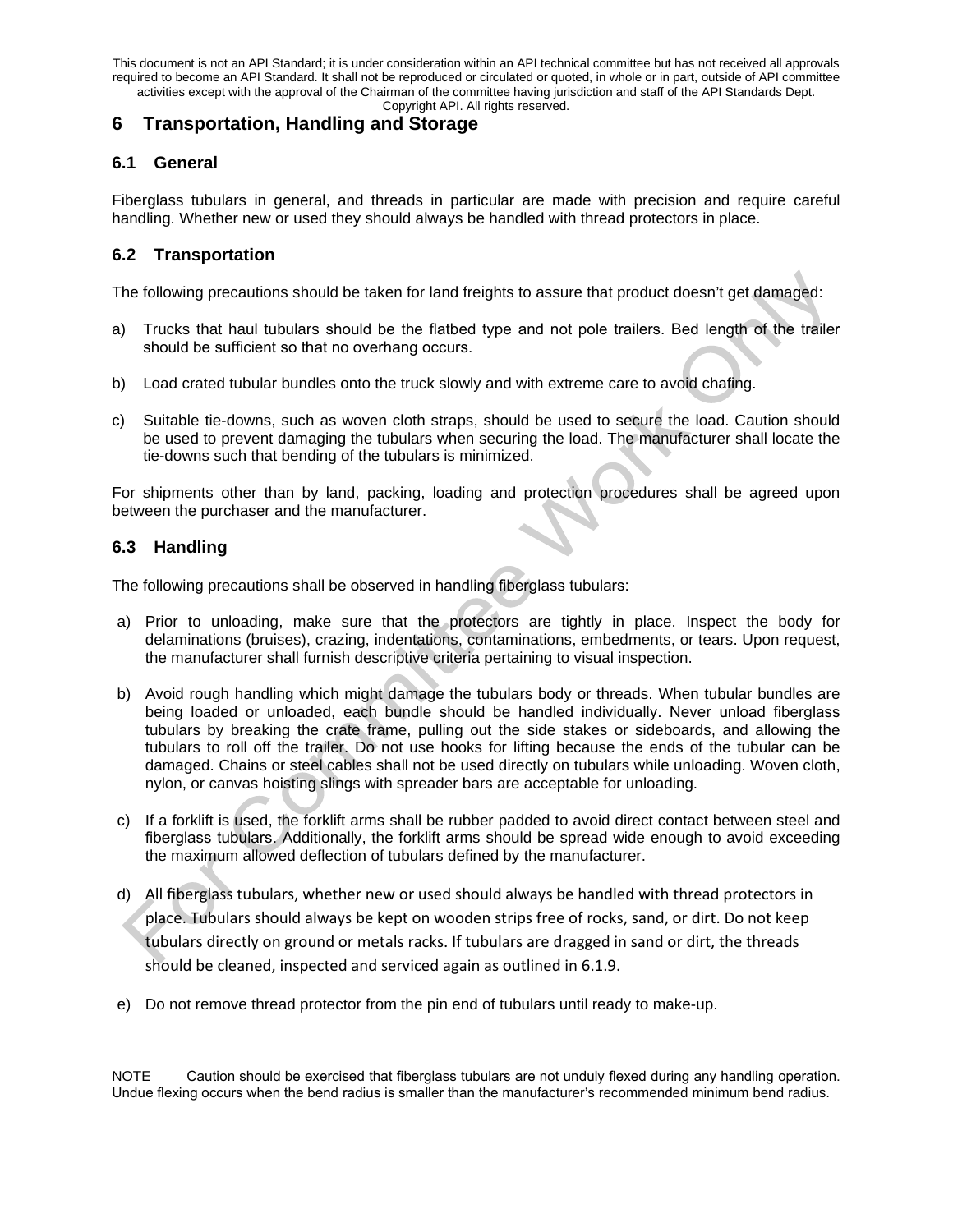## 6 Transportation, Handling and Storage

### 6.1 General

Fiberglass tubulars in general, and threads in particular are made with precision and require careful handling. Whether new or used they should always be handled with thread protectors in place.

### 6.2 Transportation

The following precautions should be taken for land freights to assure that product doesn't get damaged:

a) Trucks that haul tubulars should be the flatbed type and not pole trailers. Bed length of the trailer should be sufficient so that no overhang occurs.

b) Load crated tubular bundles onto the truck slowly and with extreme care to avoid chafing.

c) Suitable tie-downs, such as woven cloth straps, should be used to secure the load. Caution should be used to prevent damaging the tubulars when securing the load. The manufacturer shall locate the tie-downs such that bending of the tubulars is minimized.

For shipments other than by land, packing, loading and protection procedures shall be agreed upon between the purchaser and the manufacturer.

### 6.3 Handling

The following precautions shall be observed in handling fiberglass tubulars:

a) Prior to unloading, make sure that the protectors are tightly in place. Inspect the body for delaminations (bruises), crazing, indentations, contaminations, embedments, or tears. Upon request, the manufacturer shall furnish descriptive criteria pertaining to visual inspection.

b) Avoid rough handling which might damage the tubulars body or threads. When tubular bundles are being loaded or unloaded, each bundle should be handled individually. Never unload fiberglass tubulars by breaking the crate frame, pulling out the side stakes or sideboards, and allowing the tubulars to roll off the trailer. Do not use hooks for lifting because the ends of the tubular can be damaged. Chains or steel cables shall not be used directly on tubulars while unloading. Woven cloth, nylon, or canvas hoisting slings with spreader bars are acceptable for unloading.

c) If a forklift is used, the forklift arms shall be rubber padded to avoid direct contact between steel and fiberglass tubulars. Additionally, the forklift arms should be spread wide enough to avoid exceeding the maximum allowed deflection of tubulars defined by the manufacturer.

d) All fiberglass tubulars, whether new or used should always be handled with thread protectors in place. Tubulars should always be kept on wooden strips free of rocks, sand, or dirt. Do not keep tubulars directly on ground or metals racks. If tubulars are dragged in sand or dirt, the threads should be cleaned, inspected and serviced again as outlined in 6.1.9.

e) Do not remove thread protector from the pin end of tubulars until ready to make-up.

NOTE Caution should be exercised that fiberglass tubulars are not unduly flexed during any handling operation. Undue flexing occurs when the bend radius is smaller than the manufacturer's recommended minimum bend radius.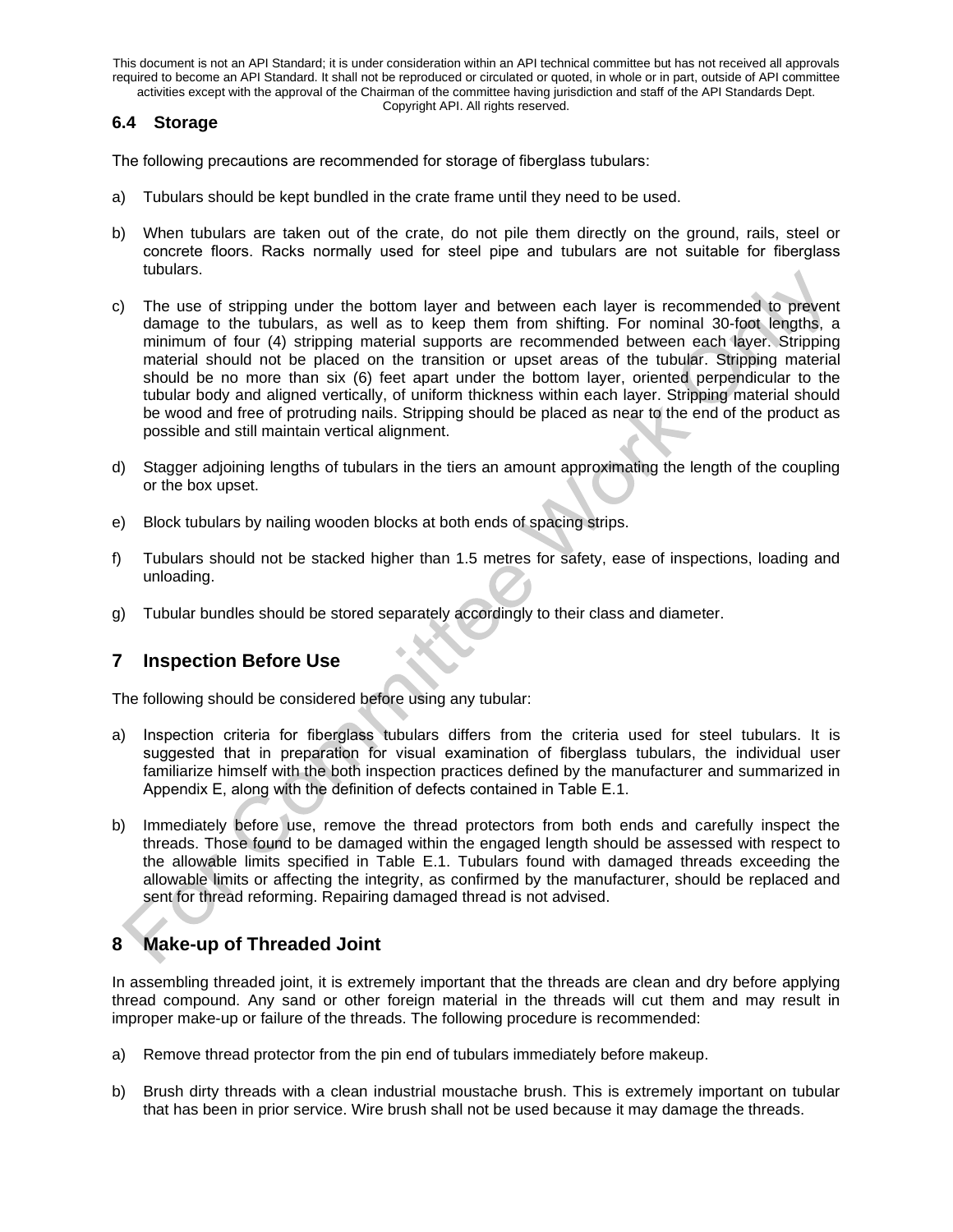### 6.4 Storage

The following precautions are recommended for storage of fiberglass tubulars:

a) Tubulars should be kept bundled in the crate frame until they need to be used.

b) When tubulars are taken out of the crate, do not pile them directly on the ground, rails, steel or concrete floors. Racks normally used for steel pipe and tubulars are not suitable for fiberglass tubulars.

c) The use of stripping under the bottom layer and between each layer is recommended to prevent damage to the tubulars, as well as to keep them from shifting. For nominal 30-foot lengths, a minimum of four (4) stripping material supports are recommended between each layer. Stripping material should not be placed on the transition or upset areas of the tubular. Stripping material should be no more than six (6) feet apart under the bottom layer, oriented perpendicular to the tubular body and aligned vertically, of uniform thickness within each layer. Stripping material should be wood and free of protruding nails. Stripping should be placed as near to the end of the product as possible and still maintain vertical alignment.

d) Stagger adjoining lengths of tubulars in the tiers an amount approximating the length of the coupling or the box upset.

e) Block tubulars by nailing wooden blocks at both ends of spacing strips.

f) Tubulars should not be stacked higher than 1.5 metres for safety, ease of inspections, loading and unloading.

g) Tubular bundles should be stored separately accordingly to their class and diameter.

## 7 Inspection Before Use

The following should be considered before using any tubular:

a) Inspection criteria for fiberglass tubulars differs from the criteria used for steel tubulars. It is suggested that in preparation for visual examination of fiberglass tubulars, the individual user familiarize himself with the both inspection practices defined by the manufacturer and summarized in Appendix E, along with the definition of defects contained in Table E.1.

b) Immediately before use, remove the thread protectors from both ends and carefully inspect the threads. Those found to be damaged within the engaged length should be assessed with respect to the allowable limits specified in Table E.1. Tubulars found with damaged threads exceeding the allowable limits or affecting the integrity, as confirmed by the manufacturer, should be replaced and sent for thread reforming. Repairing damaged thread is not advised.

## 8 Make-up of Threaded Joint

In assembling threaded joint, it is extremely important that the threads are clean and dry before applying thread compound. Any sand or other foreign material in the threads will cut them and may result in improper make-up or failure of the threads. The following procedure is recommended:

a) Remove thread protector from the pin end of tubulars immediately before makeup.

b) Brush dirty threads with a clean industrial moustache brush. This is extremely important on tubular that has been in prior service. Wire brush shall not be used because it may damage the threads.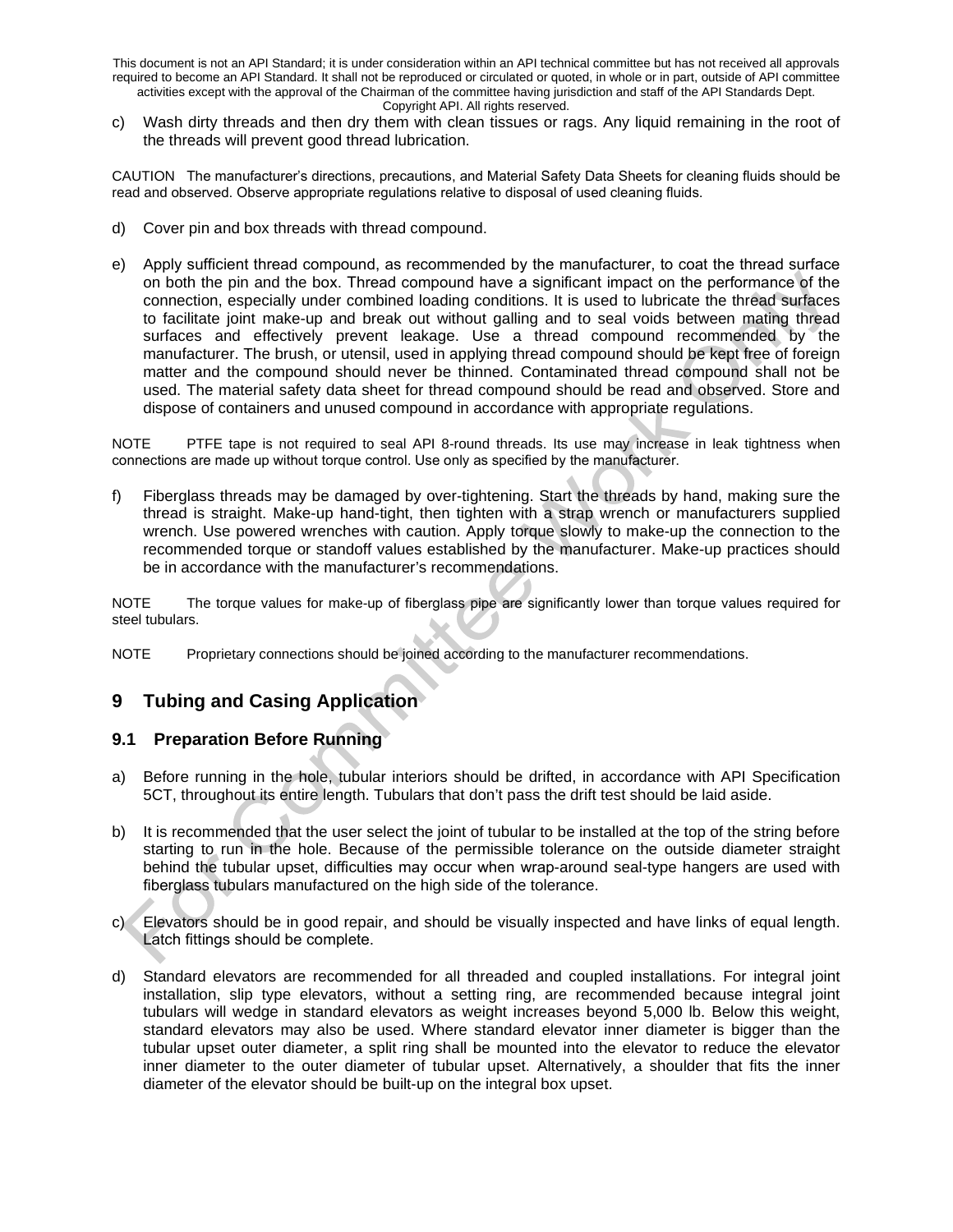c) Wash dirty threads and then dry them with clean tissues or rags. Any liquid remaining in the root of the threads will prevent good thread lubrication.

CAUTION The manufacturer's directions, precautions, and Material Safety Data Sheets for cleaning fluids should be read and observed. Observe appropriate regulations relative to disposal of used cleaning fluids.

d) Cover pin and box threads with thread compound.

e) Apply sufficient thread compound, as recommended by the manufacturer, to coat the thread surface on both the pin and the box. Thread compound have a significant impact on the performance of the connection, especially under combined loading conditions. It is used to lubricate the thread surfaces to facilitate joint make-up and break out without galling and to seal voids between mating thread surfaces and effectively prevent leakage. Use a thread compound recommended by the manufacturer. The brush, or utensil, used in applying thread compound should be kept free of foreign matter and the compound should never be thinned. Contaminated thread compound shall not be used. The material safety data sheet for thread compound should be read and observed. Store and dispose of containers and unused compound in accordance with appropriate regulations.

NOTE PTFE tape is not required to seal API 8-round threads. Its use may increase in leak tightness when connections are made up without torque control. Use only as specified by the manufacturer.

f) Fiberglass threads may be damaged by over-tightening. Start the threads by hand, making sure the thread is straight. Make-up hand-tight, then tighten with a strap wrench or manufacturers supplied wrench. Use powered wrenches with caution. Apply torque slowly to make-up the connection to the recommended torque or standoff values established by the manufacturer. Make-up practices should be in accordance with the manufacturer's recommendations.

NOTE The torque values for make-up of fiberglass pipe are significantly lower than torque values required for steel tubulars.

NOTE Proprietary connections should be joined according to the manufacturer recommendations.

## 9 Tubing and Casing Application

### 9.1 Preparation Before Running

a) Before running in the hole, tubular interiors should be drifted, in accordance with API Specification 5CT, throughout its entire length. Tubulars that don't pass the drift test should be laid aside.

b) It is recommended that the user select the joint of tubular to be installed at the top of the string before starting to run in the hole. Because of the permissible tolerance on the outside diameter straight behind the tubular upset, difficulties may occur when wrap-around seal-type hangers are used with fiberglass tubulars manufactured on the high side of the tolerance.

c) Elevators should be in good repair, and should be visually inspected and have links of equal length. Latch fittings should be complete.

d) Standard elevators are recommended for all threaded and coupled installations. For integral joint installation, slip type elevators, without a setting ring, are recommended because integral joint tubulars will wedge in standard elevators as weight increases beyond 5,000 lb. Below this weight, standard elevators may also be used. Where standard elevator inner diameter is bigger than the tubular upset outer diameter, a split ring shall be mounted into the elevator to reduce the elevator inner diameter to the outer diameter of tubular upset. Alternatively, a shoulder that fits the inner diameter of the elevator should be built-up on the integral box upset.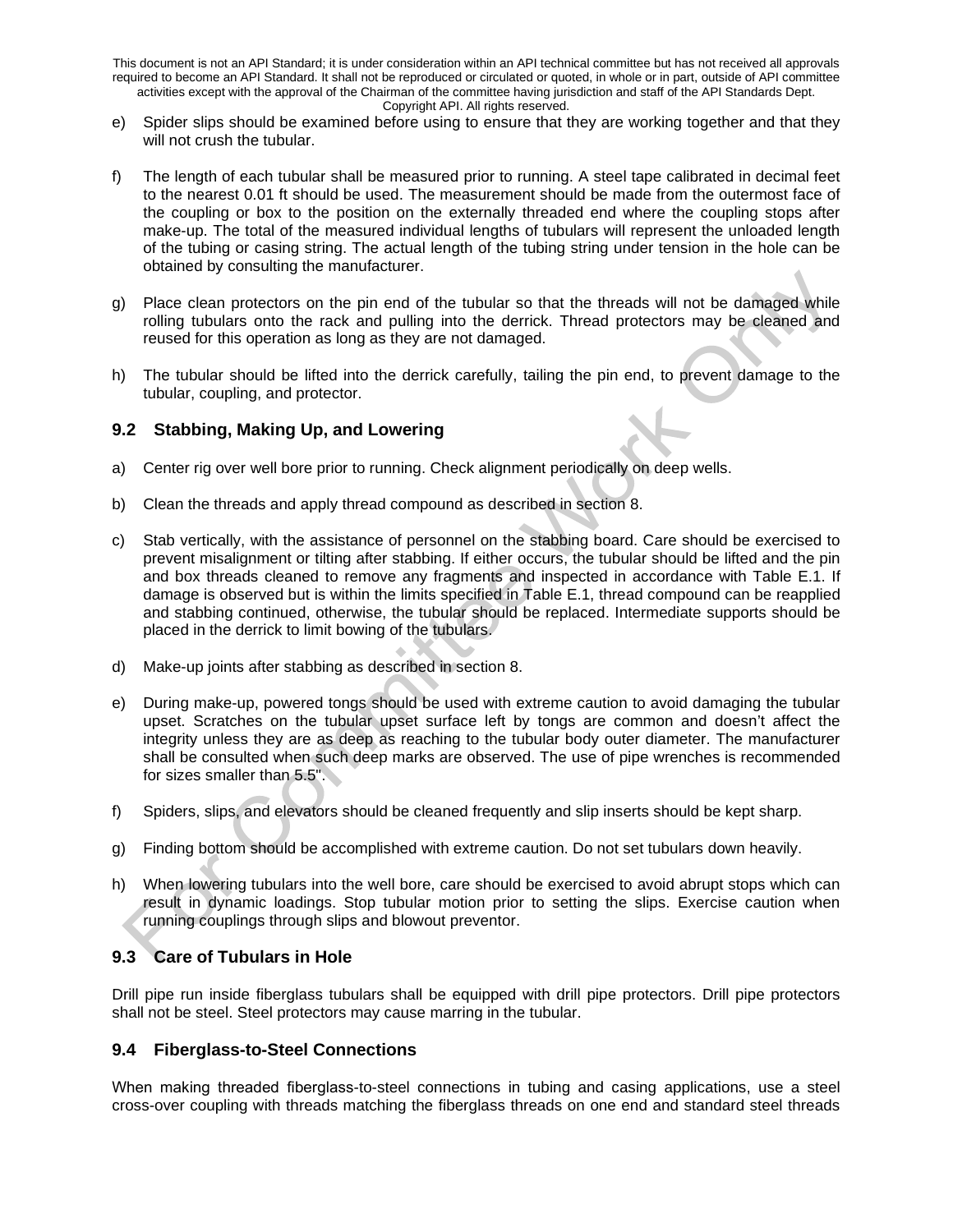e) Spider slips should be examined before using to ensure that they are working together and that they will not crush the tubular.

f) The length of each tubular shall be measured prior to running. A steel tape calibrated in decimal feet to the nearest 0.01 ft should be used. The measurement should be made from the outermost face of the coupling or box to the position on the externally threaded end where the coupling stops after make-up. The total of the measured individual lengths of tubulars will represent the unloaded length of the tubing or casing string. The actual length of the tubing string under tension in the hole can be obtained by consulting the manufacturer.

g) Place clean protectors on the pin end of the tubular so that the threads will not be damaged while rolling tubulars onto the rack and pulling into the derrick. Thread protectors may be cleaned and reused for this operation as long as they are not damaged.

h) The tubular should be lifted into the derrick carefully, tailing the pin end, to prevent damage to the tubular, coupling, and protector.

## 9.2 Stabbing, Making Up, and Lowering

a) Center rig over well bore prior to running. Check alignment periodically on deep wells.

b) Clean the threads and apply thread compound as described in section 8.

c) Stab vertically, with the assistance of personnel on the stabbing board. Care should be exercised to prevent misalignment or tilting after stabbing. If either occurs, the tubular should be lifted and the pin and box threads cleaned to remove any fragments and inspected in accordance with Table E.1. If damage is observed but is within the limits specified in Table E.1, thread compound can be reapplied and stabbing continued, otherwise, the tubular should be replaced. Intermediate supports should be placed in the derrick to limit bowing of the tubulars.

d) Make-up joints after stabbing as described in section 8.

e) During make-up, powered tongs should be used with extreme caution to avoid damaging the tubular upset. Scratches on the tubular upset surface left by tongs are common and doesn't affect the integrity unless they are as deep as reaching to the tubular body outer diameter. The manufacturer shall be consulted when such deep marks are observed. The use of pipe wrenches is recommended for sizes smaller than 5.5".

f) Spiders, slips, and elevators should be cleaned frequently and slip inserts should be kept sharp.

g) Finding bottom should be accomplished with extreme caution. Do not set tubulars down heavily.

h) When lowering tubulars into the well bore, care should be exercised to avoid abrupt stops which can result in dynamic loadings. Stop tubular motion prior to setting the slips. Exercise caution when running couplings through slips and blowout preventor.

## 9.3 Care of Tubulars in Hole

Drill pipe run inside fiberglass tubulars shall be equipped with drill pipe protectors. Drill pipe protectors shall not be steel. Steel protectors may cause marring in the tubular.

## 9.4 Fiberglass-to-Steel Connections

When making threaded fiberglass-to-steel connections in tubing and casing applications, use a steel cross-over coupling with threads matching the fiberglass threads on one end and standard steel threads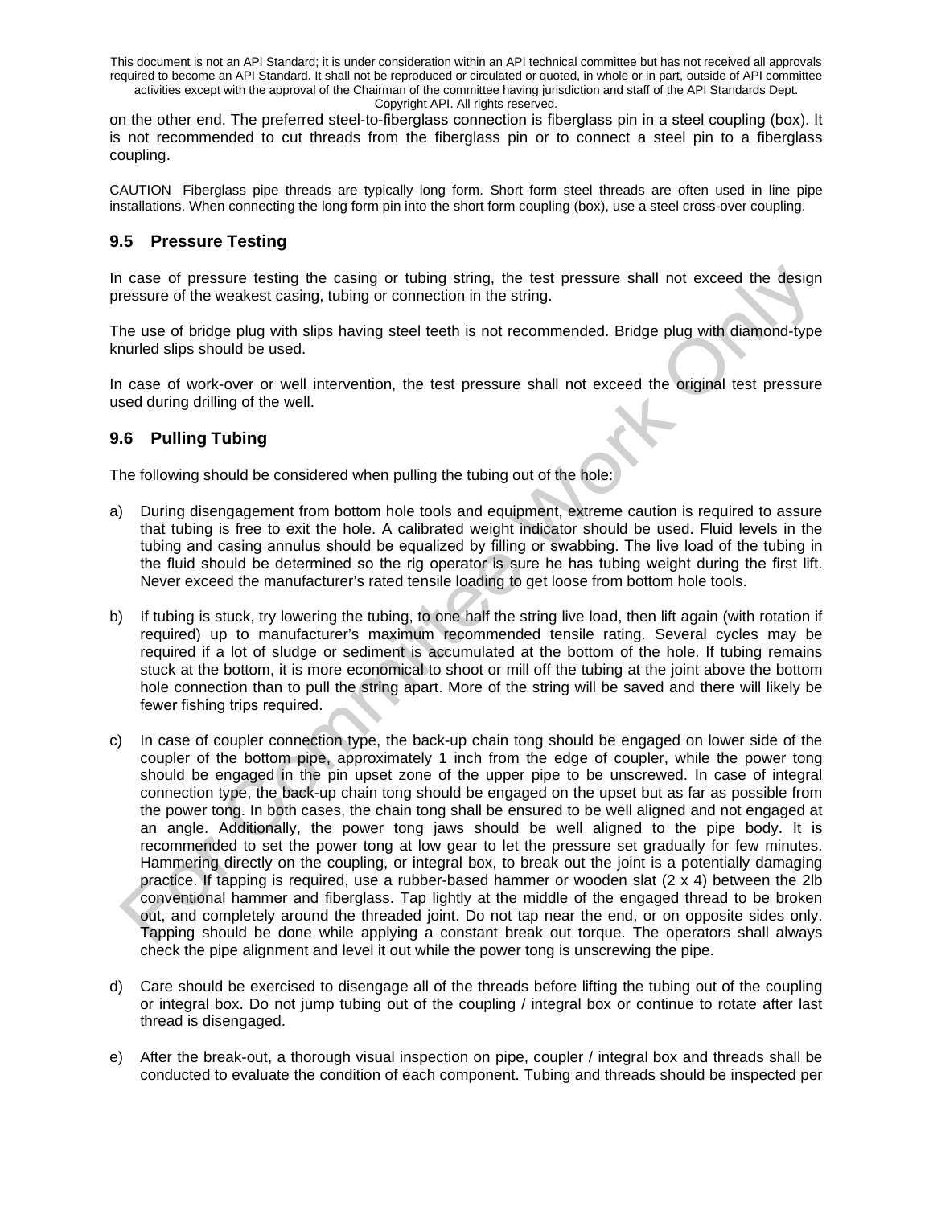on the other end. The preferred steel-to-fiberglass connection is fiberglass pin in a steel coupling (box). It is not recommended to cut threads from the fiberglass pin or to connect a steel pin to a fiberglass coupling.

CAUTION Fiberglass pipe threads are typically long form. Short form steel threads are often used in line pipe installations. When connecting the long form pin into the short form coupling (box), use a steel cross-over coupling.

## 9.5 Pressure Testing

In case of pressure testing the casing or tubing string, the test pressure shall not exceed the design pressure of the weakest casing, tubing or connection in the string.

The use of bridge plug with slips having steel teeth is not recommended. Bridge plug with diamond-type knurled slips should be used.

In case of work-over or well intervention, the test pressure shall not exceed the original test pressure used during drilling of the well.

## 9.6 Pulling Tubing

The following should be considered when pulling the tubing out of the hole:

a) During disengagement from bottom hole tools and equipment, extreme caution is required to assure that tubing is free to exit the hole. A calibrated weight indicator should be used. Fluid levels in the tubing and casing annulus should be equalized by filling or swabbing. The live load of the tubing in the fluid should be determined so the rig operator is sure he has tubing weight during the first lift. Never exceed the manufacturer's rated tensile loading to get loose from bottom hole tools.

b) If tubing is stuck, try lowering the tubing, to one half the string live load, then lift again (with rotation if required) up to manufacturer's maximum recommended tensile rating. Several cycles may be required if a lot of sludge or sediment is accumulated at the bottom of the hole. If tubing remains stuck at the bottom, it is more economical to shoot or mill off the tubing at the joint above the bottom hole connection than to pull the string apart. More of the string will be saved and there will likely be fewer fishing trips required.

c) In case of coupler connection type, the back-up chain tong should be engaged on lower side of the coupler of the bottom pipe, approximately 1 inch from the edge of coupler, while the power tong should be engaged in the pin upset zone of the upper pipe to be unscrewed. In case of integral connection type, the back-up chain tong should be engaged on the upset but as far as possible from the power tong. In both cases, the chain tong shall be ensured to be well aligned and not engaged at an angle. Additionally, the power tong jaws should be well aligned to the pipe body. It is recommended to set the power tong at low gear to let the pressure set gradually for few minutes. Hammering directly on the coupling, or integral box, to break out the joint is a potentially damaging practice. If tapping is required, use a rubber-based hammer or wooden slat (2 x 4) between the 2lb conventional hammer and fiberglass. Tap lightly at the middle of the engaged thread to be broken out, and completely around the threaded joint. Do not tap near the end, or on opposite sides only. Tapping should be done while applying a constant break out torque. The operators shall always check the pipe alignment and level it out while the power tong is unscrewing the pipe.

d) Care should be exercised to disengage all of the threads before lifting the tubing out of the coupling or integral box. Do not jump tubing out of the coupling / integral box or continue to rotate after last thread is disengaged.

e) After the break-out, a thorough visual inspection on pipe, coupler / integral box and threads shall be conducted to evaluate the condition of each component. Tubing and threads should be inspected per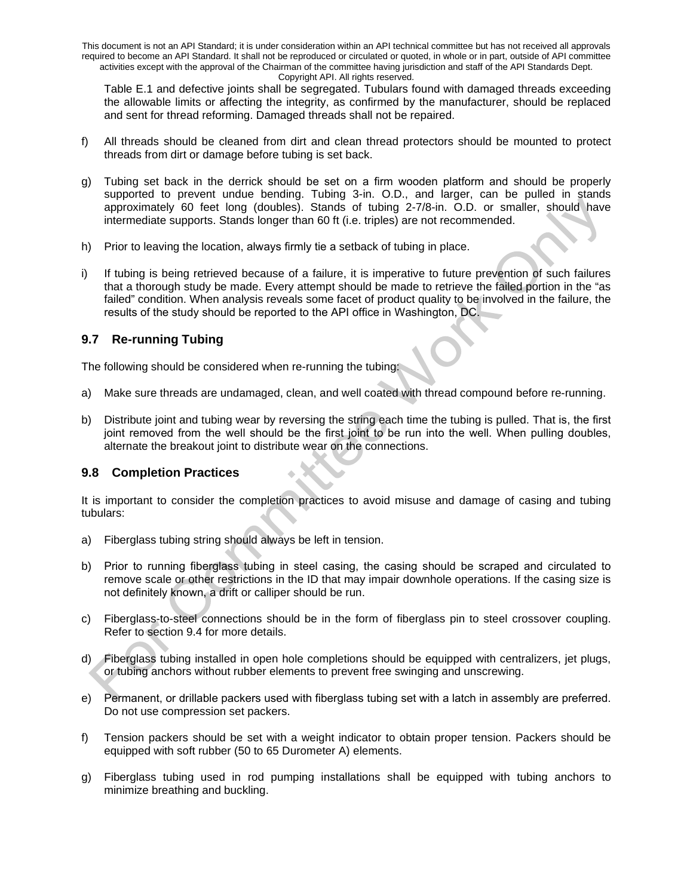Table E.1 and defective joints shall be segregated. Tubulars found with damaged threads exceeding the allowable limits or affecting the integrity, as confirmed by the manufacturer, should be replaced and sent for thread reforming. Damaged threads shall not be repaired.

f) All threads should be cleaned from dirt and clean thread protectors should be mounted to protect threads from dirt or damage before tubing is set back.

g) Tubing set back in the derrick should be set on a firm wooden platform and should be properly supported to prevent undue bending. Tubing 3-in. O.D., and larger, can be pulled in stands approximately 60 feet long (doubles). Stands of tubing 2-7/8-in. O.D. or smaller, should have intermediate supports. Stands longer than 60 ft (i.e. triples) are not recommended.

h) Prior to leaving the location, always firmly tie a setback of tubing in place.

i) If tubing is being retrieved because of a failure, it is imperative to future prevention of such failures that a thorough study be made. Every attempt should be made to retrieve the failed portion in the "as failed" condition. When analysis reveals some facet of product quality to be involved in the failure, the results of the study should be reported to the API office in Washington, DC.

## 9.7 Re-running Tubing

The following should be considered when re-running the tubing:

a) Make sure threads are undamaged, clean, and well coated with thread compound before re-running.

b) Distribute joint and tubing wear by reversing the string each time the tubing is pulled. That is, the first joint removed from the well should be the first joint to be run into the well. When pulling doubles, alternate the breakout joint to distribute wear on the connections.

## 9.8 Completion Practices

It is important to consider the completion practices to avoid misuse and damage of casing and tubing tubulars:

a) Fiberglass tubing string should always be left in tension.

b) Prior to running fiberglass tubing in steel casing, the casing should be scraped and circulated to remove scale or other restrictions in the ID that may impair downhole operations. If the casing size is not definitely known, a drift or calliper should be run.

c) Fiberglass-to-steel connections should be in the form of fiberglass pin to steel crossover coupling. Refer to section 9.4 for more details.

d) Fiberglass tubing installed in open hole completions should be equipped with centralizers, jet plugs, or tubing anchors without rubber elements to prevent free swinging and unscrewing.

e) Permanent, or drillable packers used with fiberglass tubing set with a latch in assembly are preferred. Do not use compression set packers.

f) Tension packers should be set with a weight indicator to obtain proper tension. Packers should be equipped with soft rubber (50 to 65 Durometer A) elements.

g) Fiberglass tubing used in rod pumping installations shall be equipped with tubing anchors to minimize breathing and buckling.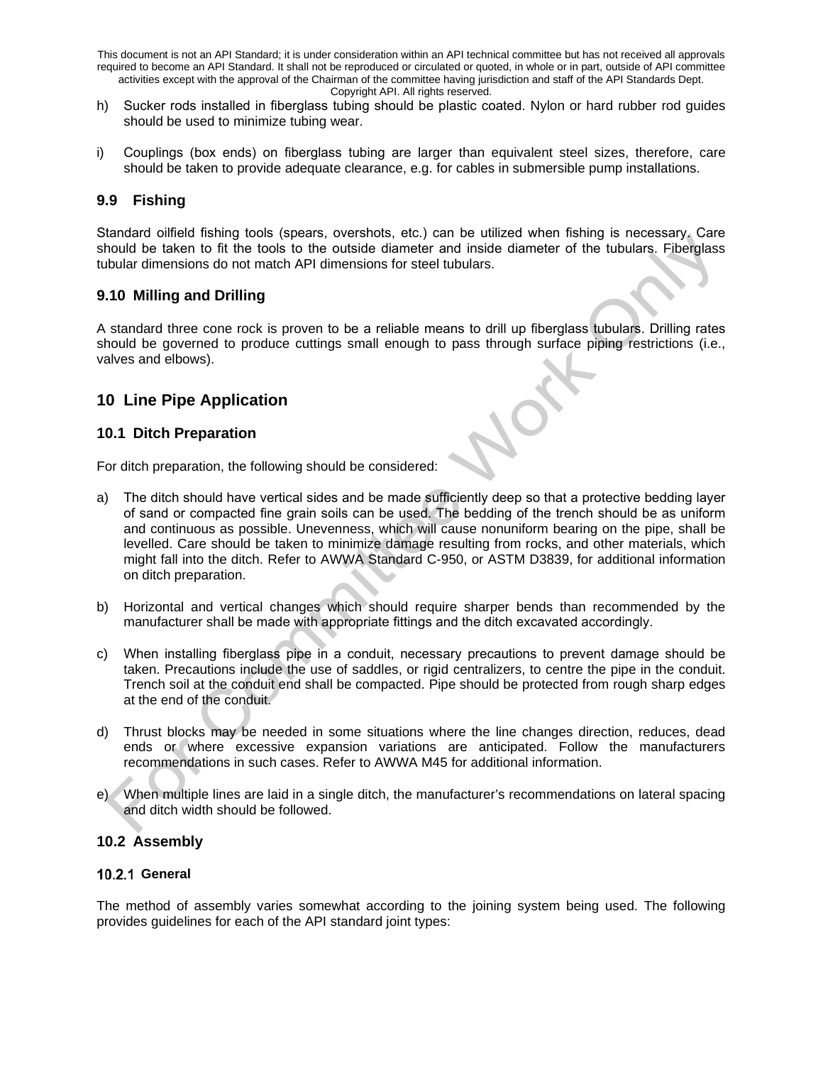h) Sucker rods installed in fiberglass tubing should be plastic coated. Nylon or hard rubber rod guides should be used to minimize tubing wear.

i) Couplings (box ends) on fiberglass tubing are larger than equivalent steel sizes, therefore, care should be taken to provide adequate clearance, e.g. for cables in submersible pump installations.

### 9.9 Fishing

Standard oilfield fishing tools (spears, overshots, etc.) can be utilized when fishing is necessary. Care should be taken to fit the tools to the outside diameter and inside diameter of the tubulars. Fiberglass tubular dimensions do not match API dimensions for steel tubulars.

### 9.10 Milling and Drilling

A standard three cone rock is proven to be a reliable means to drill up fiberglass tubulars. Drilling rates should be governed to produce cuttings small enough to pass through surface piping restrictions (i.e., valves and elbows).

## 10 Line Pipe Application

### 10.1 Ditch Preparation

For ditch preparation, the following should be considered:

a) The ditch should have vertical sides and be made sufficiently deep so that a protective bedding layer of sand or compacted fine grain soils can be used. The bedding of the trench should be as uniform and continuous as possible. Unevenness, which will cause nonuniform bearing on the pipe, shall be levelled. Care should be taken to minimize damage resulting from rocks, and other materials, which might fall into the ditch. Refer to AWWA Standard C-950, or ASTM D3839, for additional information on ditch preparation.

b) Horizontal and vertical changes which should require sharper bends than recommended by the manufacturer shall be made with appropriate fittings and the ditch excavated accordingly.

c) When installing fiberglass pipe in a conduit, necessary precautions to prevent damage should be taken. Precautions include the use of saddles, or rigid centralizers, to centre the pipe in the conduit. Trench soil at the conduit end shall be compacted. Pipe should be protected from rough sharp edges at the end of the conduit.

d) Thrust blocks may be needed in some situations where the line changes direction, reduces, dead ends or where excessive expansion variations are anticipated. Follow the manufacturers recommendations in such cases. Refer to AWWA M45 for additional information.

e) When multiple lines are laid in a single ditch, the manufacturer's recommendations on lateral spacing and ditch width should be followed.

### 10.2 Assembly

#### 10.2.1 General

The method of assembly varies somewhat according to the joining system being used. The following provides guidelines for each of the API standard joint types: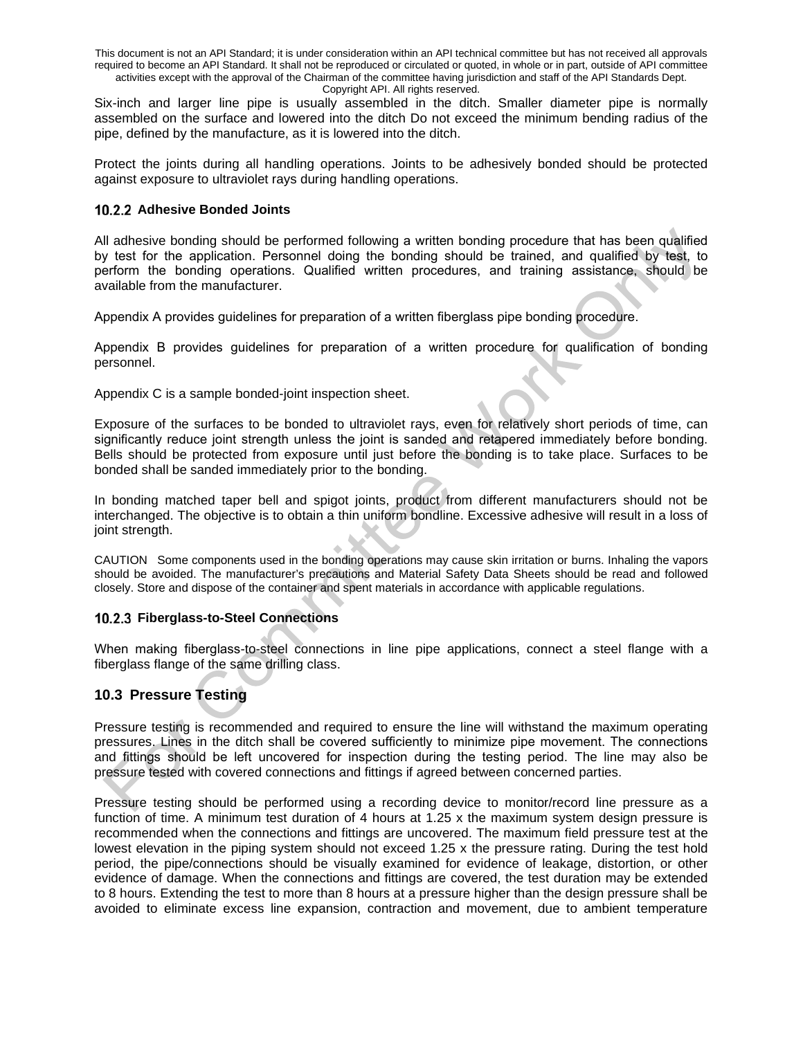Six-inch and larger line pipe is usually assembled in the ditch. Smaller diameter pipe is normally assembled on the surface and lowered into the ditch Do not exceed the minimum bending radius of the pipe, defined by the manufacture, as it is lowered into the ditch.

Protect the joints during all handling operations. Joints to be adhesively bonded should be protected against exposure to ultraviolet rays during handling operations.

### 10.2.2 Adhesive Bonded Joints

All adhesive bonding should be performed following a written bonding procedure that has been qualified by test for the application. Personnel doing the bonding should be trained, and qualified by test, to perform the bonding operations. Qualified written procedures, and training assistance, should be available from the manufacturer.

Appendix A provides guidelines for preparation of a written fiberglass pipe bonding procedure.

Appendix B provides guidelines for preparation of a written procedure for qualification of bonding personnel.

Appendix C is a sample bonded-joint inspection sheet.

Exposure of the surfaces to be bonded to ultraviolet rays, even for relatively short periods of time, can significantly reduce joint strength unless the joint is sanded and retapered immediately before bonding. Bells should be protected from exposure until just before the bonding is to take place. Surfaces to be bonded shall be sanded immediately prior to the bonding.

In bonding matched taper bell and spigot joints, product from different manufacturers should not be interchanged. The objective is to obtain a thin uniform bondline. Excessive adhesive will result in a loss of joint strength.

CAUTION Some components used in the bonding operations may cause skin irritation or burns. Inhaling the vapors should be avoided. The manufacturer's precautions and Material Safety Data Sheets should be read and followed closely. Store and dispose of the container and spent materials in accordance with applicable regulations.

### 10.2.3 Fiberglass-to-Steel Connections

When making fiberglass-to-steel connections in line pipe applications, connect a steel flange with a fiberglass flange of the same drilling class.

## 10.3 Pressure Testing

Pressure testing is recommended and required to ensure the line will withstand the maximum operating pressures. Lines in the ditch shall be covered sufficiently to minimize pipe movement. The connections and fittings should be left uncovered for inspection during the testing period. The line may also be pressure tested with covered connections and fittings if agreed between concerned parties.

Pressure testing should be performed using a recording device to monitor/record line pressure as a function of time. A minimum test duration of 4 hours at 1.25 x the maximum system design pressure is recommended when the connections and fittings are uncovered. The maximum field pressure test at the lowest elevation in the piping system should not exceed 1.25 x the pressure rating. During the test hold period, the pipe/connections should be visually examined for evidence of leakage, distortion, or other evidence of damage. When the connections and fittings are covered, the test duration may be extended to 8 hours. Extending the test to more than 8 hours at a pressure higher than the design pressure shall be avoided to eliminate excess line expansion, contraction and movement, due to ambient temperature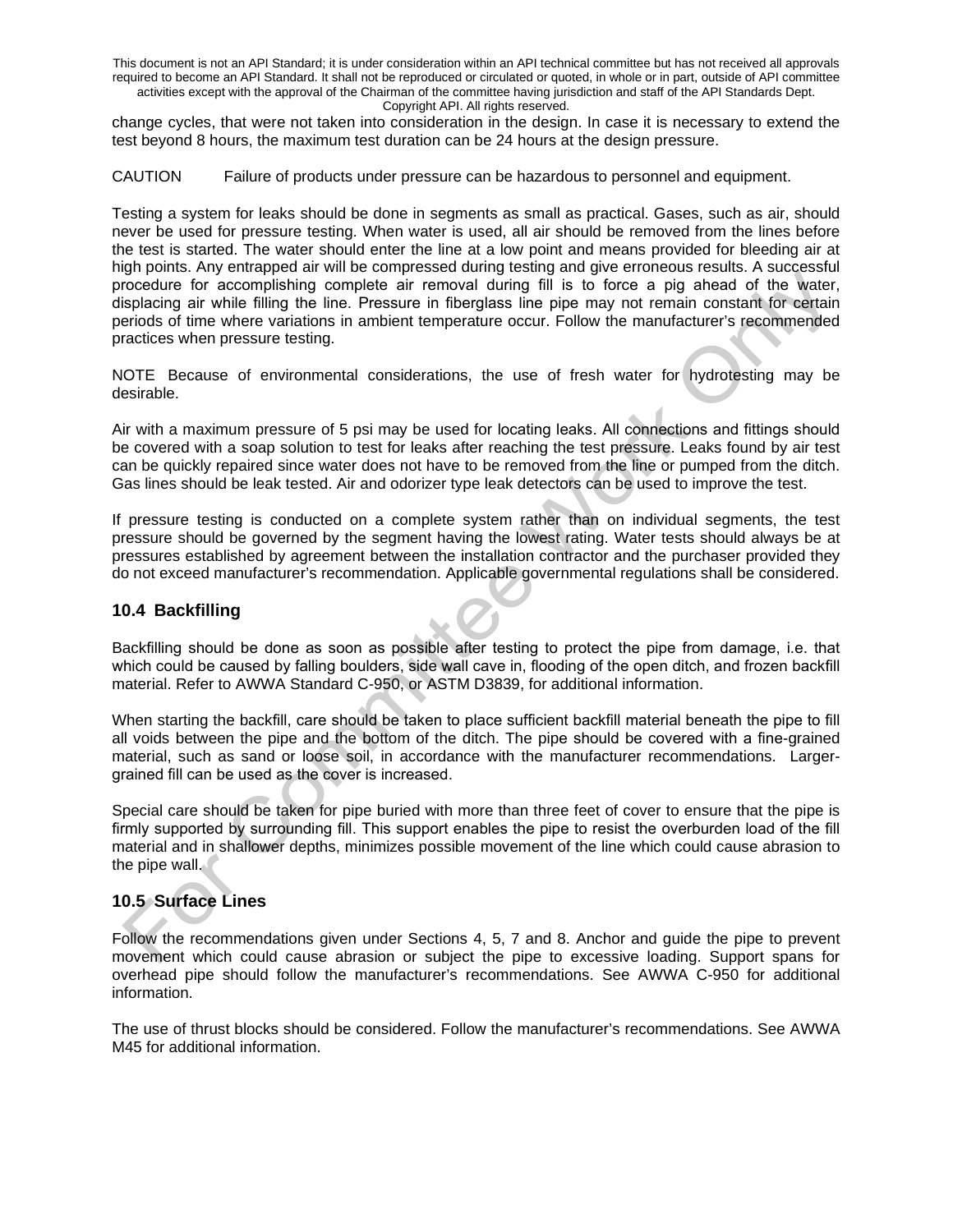change cycles, that were not taken into consideration in the design. In case it is necessary to extend the test beyond 8 hours, the maximum test duration can be 24 hours at the design pressure.

CAUTION Failure of products under pressure can be hazardous to personnel and equipment.

Testing a system for leaks should be done in segments as small as practical. Gases, such as air, should never be used for pressure testing. When water is used, all air should be removed from the lines before the test is started. The water should enter the line at a low point and means provided for bleeding air at high points. Any entrapped air will be compressed during testing and give erroneous results. A successful procedure for accomplishing complete air removal during fill is to force a pig ahead of the water, displacing air while filling the line. Pressure in fiberglass line pipe may not remain constant for certain periods of time where variations in ambient temperature occur. Follow the manufacturer's recommended practices when pressure testing.

NOTE Because of environmental considerations, the use of fresh water for hydrotesting may be desirable.

Air with a maximum pressure of 5 psi may be used for locating leaks. All connections and fittings should be covered with a soap solution to test for leaks after reaching the test pressure. Leaks found by air test can be quickly repaired since water does not have to be removed from the line or pumped from the ditch. Gas lines should be leak tested. Air and odorizer type leak detectors can be used to improve the test.

If pressure testing is conducted on a complete system rather than on individual segments, the test pressure should be governed by the segment having the lowest rating. Water tests should always be at pressures established by agreement between the installation contractor and the purchaser provided they do not exceed manufacturer's recommendation. Applicable governmental regulations shall be considered.

## 10.4 Backfilling

Backfilling should be done as soon as possible after testing to protect the pipe from damage, i.e. that which could be caused by falling boulders, side wall cave in, flooding of the open ditch, and frozen backfill material. Refer to AWWA Standard C-950, or ASTM D3839, for additional information.

When starting the backfill, care should be taken to place sufficient backfill material beneath the pipe to fill all voids between the pipe and the bottom of the ditch. The pipe should be covered with a fine-grained material, such as sand or loose soil, in accordance with the manufacturer recommendations. Larger-grained fill can be used as the cover is increased.

Special care should be taken for pipe buried with more than three feet of cover to ensure that the pipe is firmly supported by surrounding fill. This support enables the pipe to resist the overburden load of the fill material and in shallower depths, minimizes possible movement of the line which could cause abrasion to the pipe wall.

## 10.5 Surface Lines

Follow the recommendations given under Sections 4, 5, 7 and 8. Anchor and guide the pipe to prevent movement which could cause abrasion or subject the pipe to excessive loading. Support spans for overhead pipe should follow the manufacturer's recommendations. See AWWA C-950 for additional information.

The use of thrust blocks should be considered. Follow the manufacturer's recommendations. See AWWA M45 for additional information.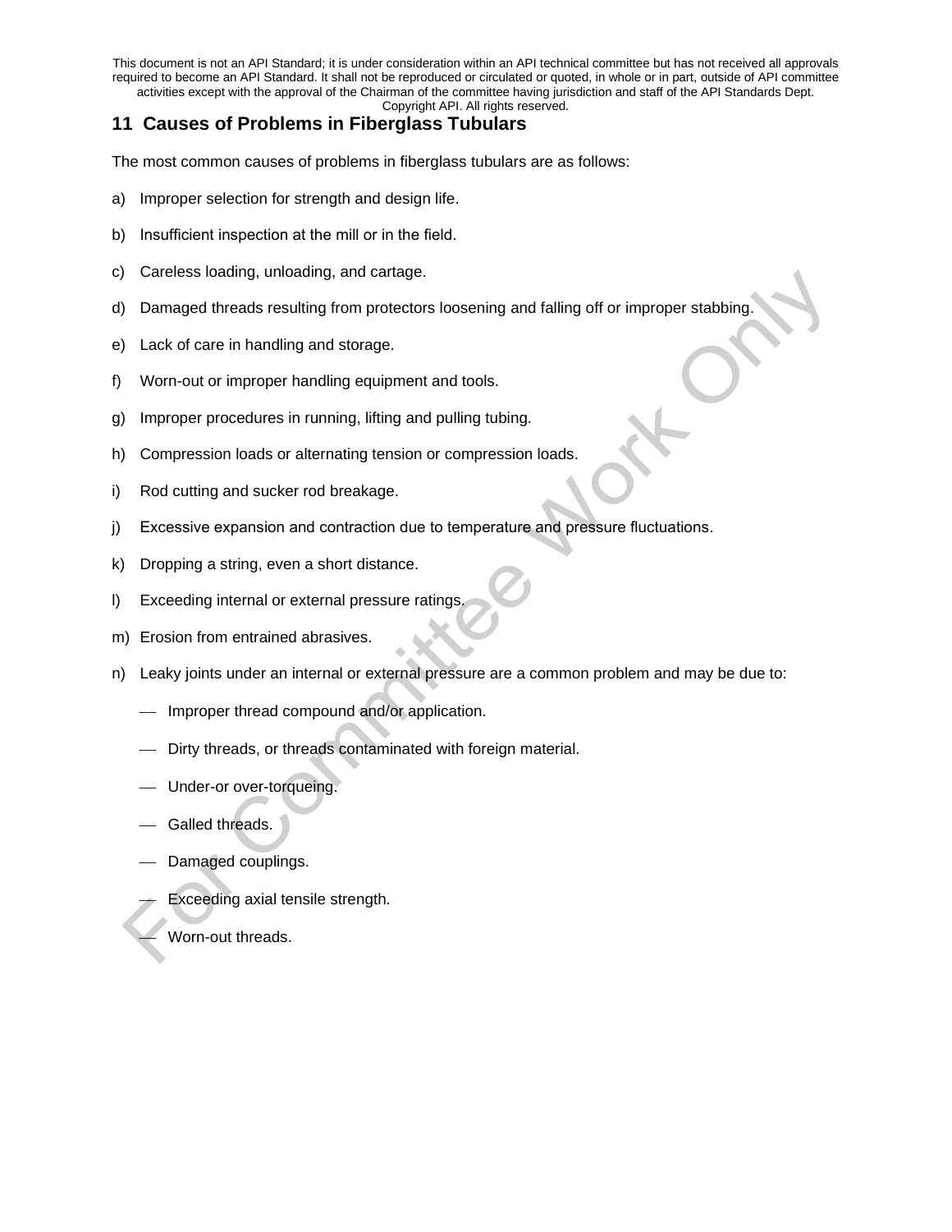## 11 Causes of Problems in Fiberglass Tubulars

The most common causes of problems in fiberglass tubulars are as follows:

a) Improper selection for strength and design life.

b) Insufficient inspection at the mill or in the field.

c) Careless loading, unloading, and cartage.

d) Damaged threads resulting from protectors loosening and falling off or improper stabbing.

e) Lack of care in handling and storage.

f) Worn-out or improper handling equipment and tools.

g) Improper procedures in running, lifting and pulling tubing.

h) Compression loads or alternating tension or compression loads.

i) Rod cutting and sucker rod breakage.

j) Excessive expansion and contraction due to temperature and pressure fluctuations.

k) Dropping a string, even a short distance.

l) Exceeding internal or external pressure ratings.

m) Erosion from entrained abrasives.

n) Leaky joints under an internal or external pressure are a common problem and may be due to:

- Improper thread compound and/or application.
- Dirty threads, or threads contaminated with foreign material.
- Under-or over-torqueing.
- Galled threads.
- Damaged couplings.
- Exceeding axial tensile strength.
- Worn-out threads.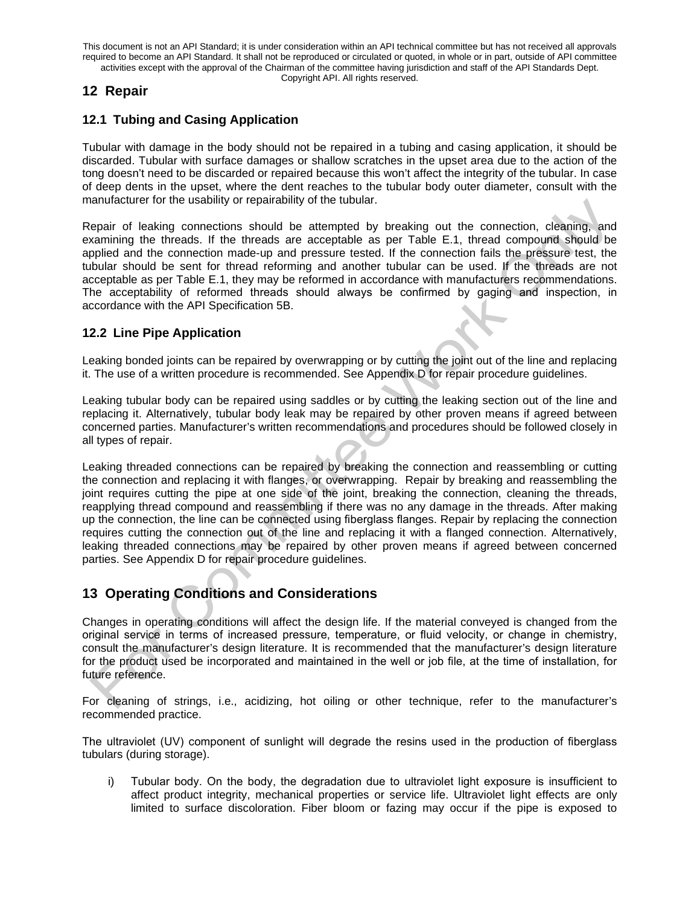## 12 Repair

### 12.1 Tubing and Casing Application

Tubular with damage in the body should not be repaired in a tubing and casing application, it should be discarded. Tubular with surface damages or shallow scratches in the upset area due to the action of the tong doesn't need to be discarded or repaired because this won't affect the integrity of the tubular. In case of deep dents in the upset, where the dent reaches to the tubular body outer diameter, consult with the manufacturer for the usability or repairability of the tubular.

Repair of leaking connections should be attempted by breaking out the connection, cleaning, and examining the threads. If the threads are acceptable as per Table E.1, thread compound should be applied and the connection made-up and pressure tested. If the connection fails the pressure test, the tubular should be sent for thread reforming and another tubular can be used. If the threads are not acceptable as per Table E.1, they may be reformed in accordance with manufacturers recommendations. The acceptability of reformed threads should always be confirmed by gaging and inspection, in accordance with the API Specification 5B.

### 12.2 Line Pipe Application

Leaking bonded joints can be repaired by overwrapping or by cutting the joint out of the line and replacing it. The use of a written procedure is recommended. See Appendix D for repair procedure guidelines.

Leaking tubular body can be repaired using saddles or by cutting the leaking section out of the line and replacing it. Alternatively, tubular body leak may be repaired by other proven means if agreed between concerned parties. Manufacturer's written recommendations and procedures should be followed closely in all types of repair.

Leaking threaded connections can be repaired by breaking the connection and reassembling or cutting the connection and replacing it with flanges, or overwrapping. Repair by breaking and reassembling the joint requires cutting the pipe at one side of the joint, breaking the connection, cleaning the threads, reapplying thread compound and reassembling if there was no any damage in the threads. After making up the connection, the line can be connected using fiberglass flanges. Repair by replacing the connection requires cutting the connection out of the line and replacing it with a flanged connection. Alternatively, leaking threaded connections may be repaired by other proven means if agreed between concerned parties. See Appendix D for repair procedure guidelines.

## 13 Operating Conditions and Considerations

Changes in operating conditions will affect the design life. If the material conveyed is changed from the original service in terms of increased pressure, temperature, or fluid velocity, or change in chemistry, consult the manufacturer's design literature. It is recommended that the manufacturer's design literature for the product used be incorporated and maintained in the well or job file, at the time of installation, for future reference.

For cleaning of strings, i.e., acidizing, hot oiling or other technique, refer to the manufacturer's recommended practice.

The ultraviolet (UV) component of sunlight will degrade the resins used in the production of fiberglass tubulars (during storage).

i) Tubular body. On the body, the degradation due to ultraviolet light exposure is insufficient to affect product integrity, mechanical properties or service life. Ultraviolet light effects are only limited to surface discoloration. Fiber bloom or fazing may occur if the pipe is exposed to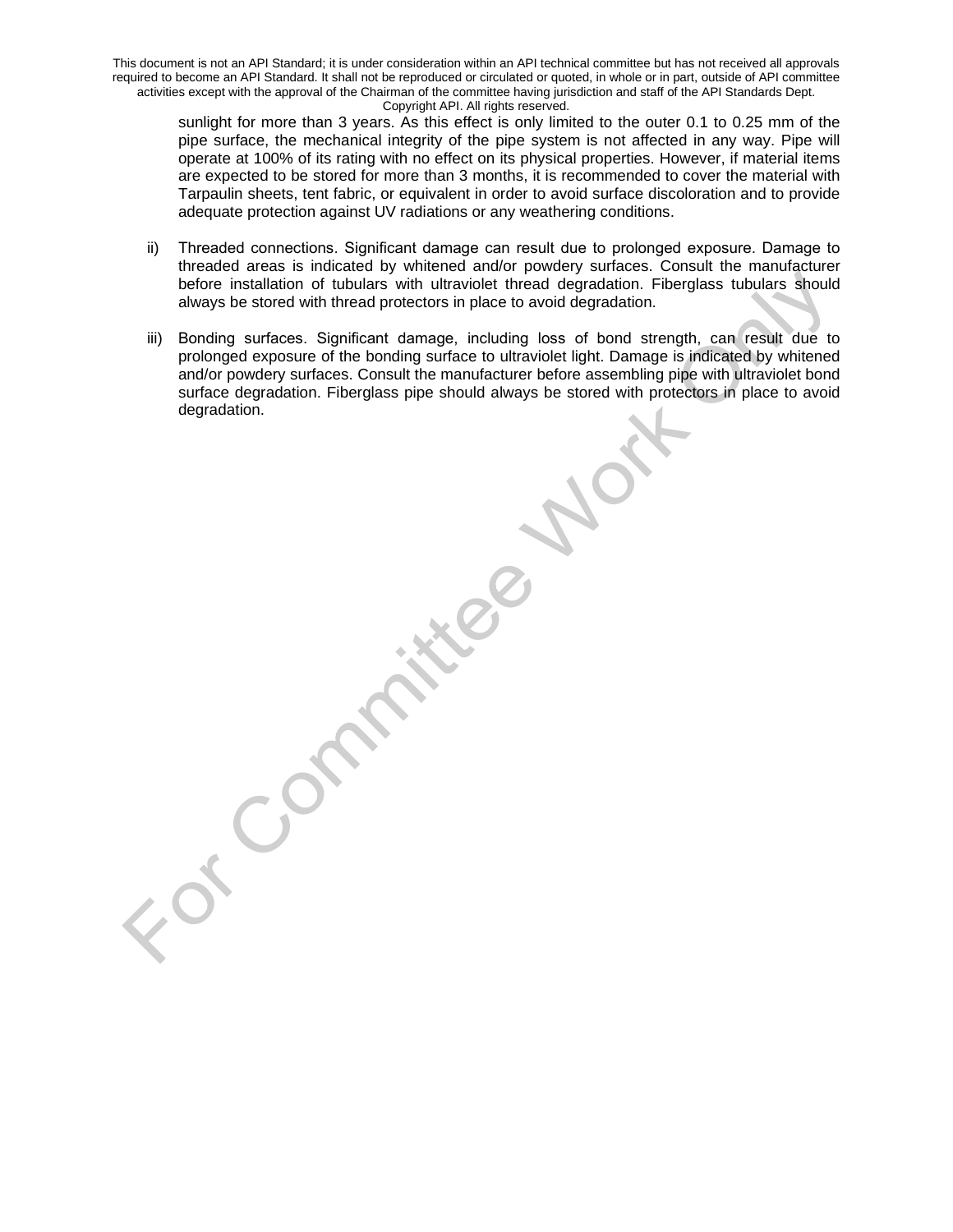sunlight for more than 3 years. As this effect is only limited to the outer 0.1 to 0.25 mm of the pipe surface, the mechanical integrity of the pipe system is not affected in any way. Pipe will operate at 100% of its rating with no effect on its physical properties. However, if material items are expected to be stored for more than 3 months, it is recommended to cover the material with Tarpaulin sheets, tent fabric, or equivalent in order to avoid surface discoloration and to provide adequate protection against UV radiations or any weathering conditions.

ii) Threaded connections. Significant damage can result due to prolonged exposure. Damage to threaded areas is indicated by whitened and/or powdery surfaces. Consult the manufacturer before installation of tubulars with ultraviolet thread degradation. Fiberglass tubulars should always be stored with thread protectors in place to avoid degradation.

iii) Bonding surfaces. Significant damage, including loss of bond strength, can result due to prolonged exposure of the bonding surface to ultraviolet light. Damage is indicated by whitened and/or powdery surfaces. Consult the manufacturer before assembling pipe with ultraviolet bond surface degradation. Fiberglass pipe should always be stored with protectors in place to avoid degradation.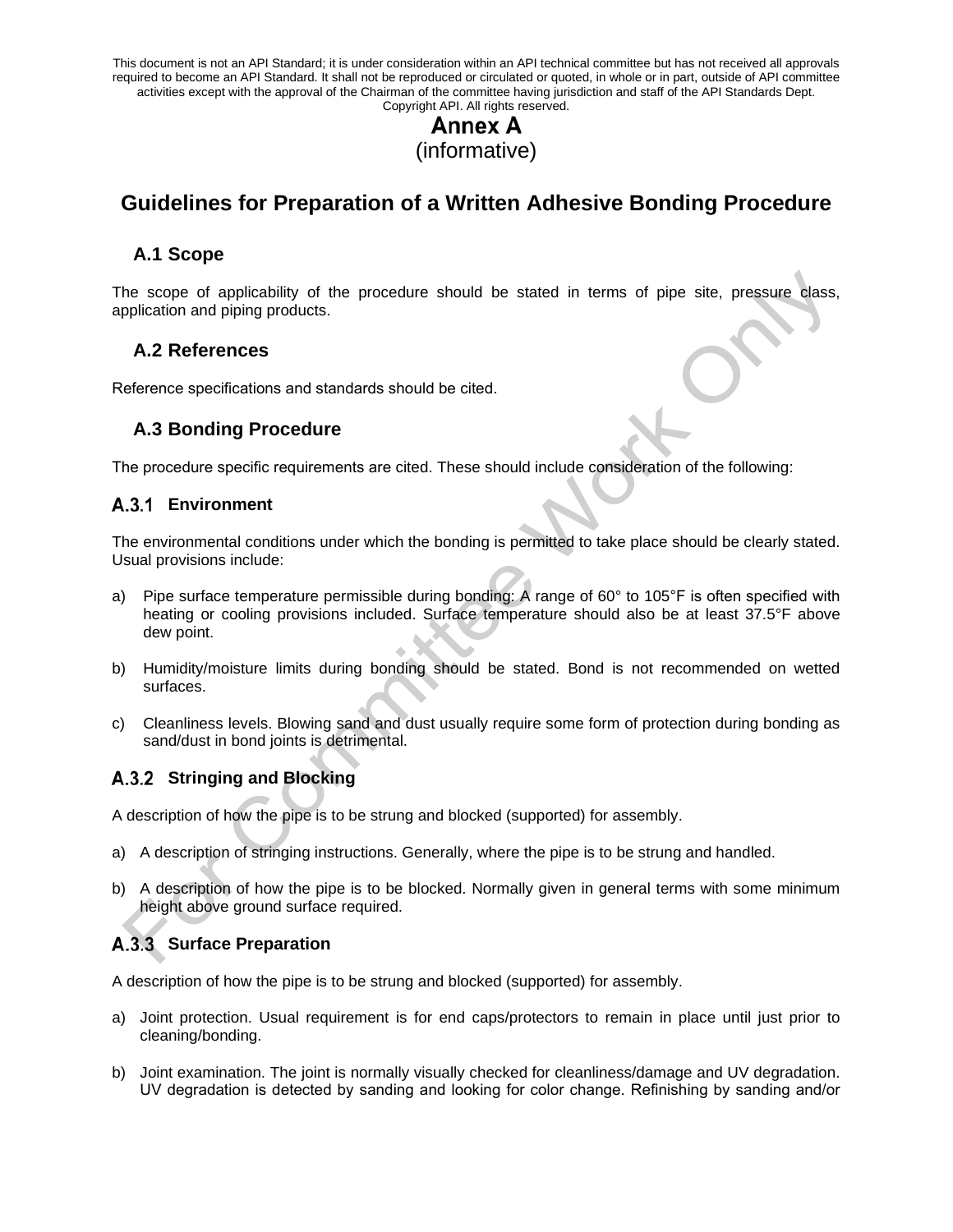This document is not an API Standard; it is under consideration within an API technical committee but has not received all approvals required to become an API Standard. It shall not be reproduced or circulated or quoted, in whole or in part, outside of API committee activities except with the approval of the Chairman of the committee having jurisdiction and staff of the API Standards Dept. Copyright API. All rights reserved.

# Annex A
(informative)

# Guidelines for Preparation of a Written Adhesive Bonding Procedure

## A.1 Scope

The scope of applicability of the procedure should be stated in terms of pipe site, pressure class, application and piping products.

## A.2 References

Reference specifications and standards should be cited.

## A.3 Bonding Procedure

The procedure specific requirements are cited. These should include consideration of the following:

### A.3.1 Environment

The environmental conditions under which the bonding is permitted to take place should be clearly stated. Usual provisions include:

a) Pipe surface temperature permissible during bonding: A range of 60° to 105°F is often specified with heating or cooling provisions included. Surface temperature should also be at least 37.5°F above dew point.

b) Humidity/moisture limits during bonding should be stated. Bond is not recommended on wetted surfaces.

c) Cleanliness levels. Blowing sand and dust usually require some form of protection during bonding as sand/dust in bond joints is detrimental.

### A.3.2 Stringing and Blocking

A description of how the pipe is to be strung and blocked (supported) for assembly.

a) A description of stringing instructions. Generally, where the pipe is to be strung and handled.

b) A description of how the pipe is to be blocked. Normally given in general terms with some minimum height above ground surface required.

### A.3.3 Surface Preparation

A description of how the pipe is to be strung and blocked (supported) for assembly.

a) Joint protection. Usual requirement is for end caps/protectors to remain in place until just prior to cleaning/bonding.

b) Joint examination. The joint is normally visually checked for cleanliness/damage and UV degradation. UV degradation is detected by sanding and looking for color change. Refinishing by sanding and/or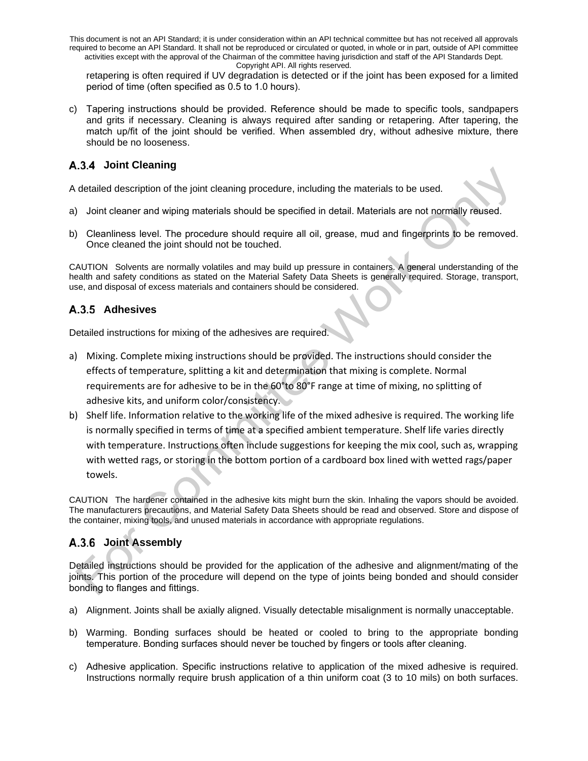retapering is often required if UV degradation is detected or if the joint has been exposed for a limited period of time (often specified as 0.5 to 1.0 hours).

c) Tapering instructions should be provided. Reference should be made to specific tools, sandpapers and grits if necessary. Cleaning is always required after sanding or retapering. After tapering, the match up/fit of the joint should be verified. When assembled dry, without adhesive mixture, there should be no looseness.

### A.3.4 Joint Cleaning

A detailed description of the joint cleaning procedure, including the materials to be used.

a) Joint cleaner and wiping materials should be specified in detail. Materials are not normally reused.

b) Cleanliness level. The procedure should require all oil, grease, mud and fingerprints to be removed. Once cleaned the joint should not be touched.

CAUTION Solvents are normally volatiles and may build up pressure in containers. A general understanding of the health and safety conditions as stated on the Material Safety Data Sheets is generally required. Storage, transport, use, and disposal of excess materials and containers should be considered.

### A.3.5 Adhesives

Detailed instructions for mixing of the adhesives are required.

a) Mixing. Complete mixing instructions should be provided. The instructions should consider the effects of temperature, splitting a kit and determination that mixing is complete. Normal requirements are for adhesive to be in the 60°to 80°F range at time of mixing, no splitting of adhesive kits, and uniform color/consistency.

b) Shelf life. Information relative to the working life of the mixed adhesive is required. The working life is normally specified in terms of time at a specified ambient temperature. Shelf life varies directly with temperature. Instructions often include suggestions for keeping the mix cool, such as, wrapping with wetted rags, or storing in the bottom portion of a cardboard box lined with wetted rags/paper towels.

CAUTION The hardener contained in the adhesive kits might burn the skin. Inhaling the vapors should be avoided. The manufacturers precautions, and Material Safety Data Sheets should be read and observed. Store and dispose of the container, mixing tools, and unused materials in accordance with appropriate regulations.

### A.3.6 Joint Assembly

Detailed instructions should be provided for the application of the adhesive and alignment/mating of the joints. This portion of the procedure will depend on the type of joints being bonded and should consider bonding to flanges and fittings.

a) Alignment. Joints shall be axially aligned. Visually detectable misalignment is normally unacceptable.

b) Warming. Bonding surfaces should be heated or cooled to bring to the appropriate bonding temperature. Bonding surfaces should never be touched by fingers or tools after cleaning.

c) Adhesive application. Specific instructions relative to application of the mixed adhesive is required. Instructions normally require brush application of a thin uniform coat (3 to 10 mils) on both surfaces.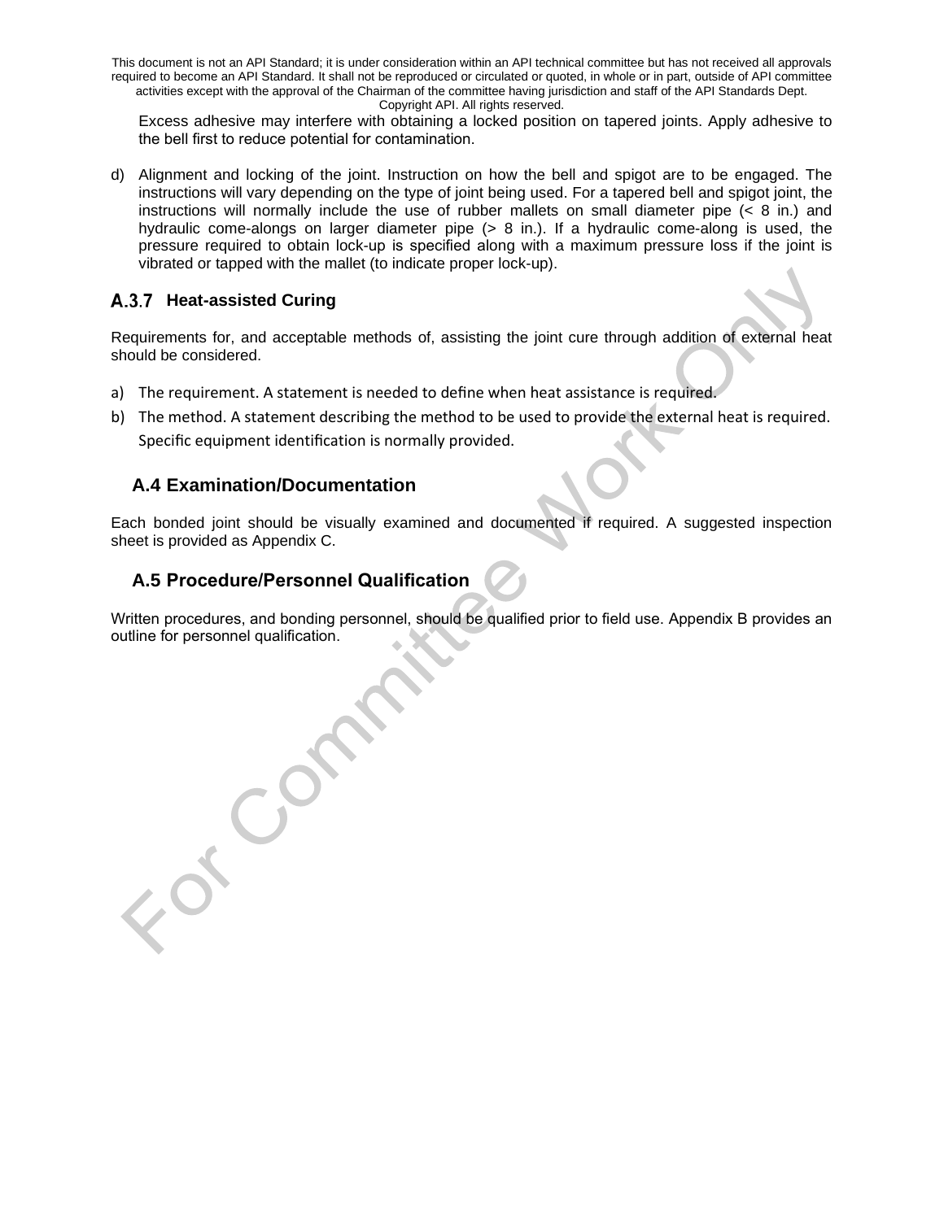Excess adhesive may interfere with obtaining a locked position on tapered joints. Apply adhesive to the bell first to reduce potential for contamination.

d) Alignment and locking of the joint. Instruction on how the bell and spigot are to be engaged. The instructions will vary depending on the type of joint being used. For a tapered bell and spigot joint, the instructions will normally include the use of rubber mallets on small diameter pipe (< 8 in.) and hydraulic come-alongs on larger diameter pipe (> 8 in.). If a hydraulic come-along is used, the pressure required to obtain lock-up is specified along with a maximum pressure loss if the joint is vibrated or tapped with the mallet (to indicate proper lock-up).

### A.3.7 Heat-assisted Curing

Requirements for, and acceptable methods of, assisting the joint cure through addition of external heat should be considered.

a) The requirement. A statement is needed to define when heat assistance is required.
b) The method. A statement describing the method to be used to provide the external heat is required. Specific equipment identification is normally provided.

## A.4 Examination/Documentation

Each bonded joint should be visually examined and documented if required. A suggested inspection sheet is provided as Appendix C.

## A.5 Procedure/Personnel Qualification

Written procedures, and bonding personnel, should be qualified prior to field use. Appendix B provides an outline for personnel qualification.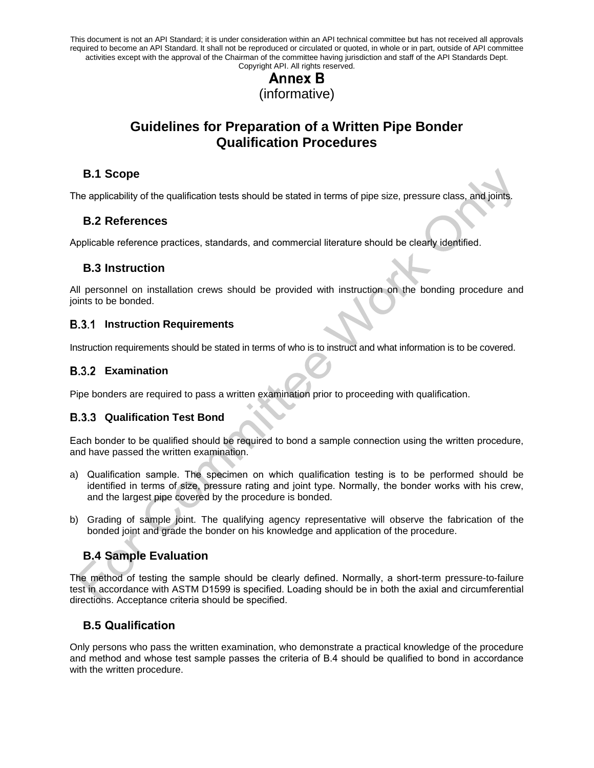# Annex B
(informative)

# Guidelines for Preparation of a Written Pipe Bonder Qualification Procedures

## B.1 Scope

The applicability of the qualification tests should be stated in terms of pipe size, pressure class, and joints.

## B.2 References

Applicable reference practices, standards, and commercial literature should be clearly identified.

## B.3 Instruction

All personnel on installation crews should be provided with instruction on the bonding procedure and joints to be bonded.

### B.3.1 Instruction Requirements

Instruction requirements should be stated in terms of who is to instruct and what information is to be covered.

### B.3.2 Examination

Pipe bonders are required to pass a written examination prior to proceeding with qualification.

### B.3.3 Qualification Test Bond

Each bonder to be qualified should be required to bond a sample connection using the written procedure, and have passed the written examination.

a) Qualification sample. The specimen on which qualification testing is to be performed should be identified in terms of size, pressure rating and joint type. Normally, the bonder works with his crew, and the largest pipe covered by the procedure is bonded.

b) Grading of sample joint. The qualifying agency representative will observe the fabrication of the bonded joint and grade the bonder on his knowledge and application of the procedure.

## B.4 Sample Evaluation

The method of testing the sample should be clearly defined. Normally, a short-term pressure-to-failure test in accordance with ASTM D1599 is specified. Loading should be in both the axial and circumferential directions. Acceptance criteria should be specified.

## B.5 Qualification

Only persons who pass the written examination, who demonstrate a practical knowledge of the procedure and method and whose test sample passes the criteria of B.4 should be qualified to bond in accordance with the written procedure.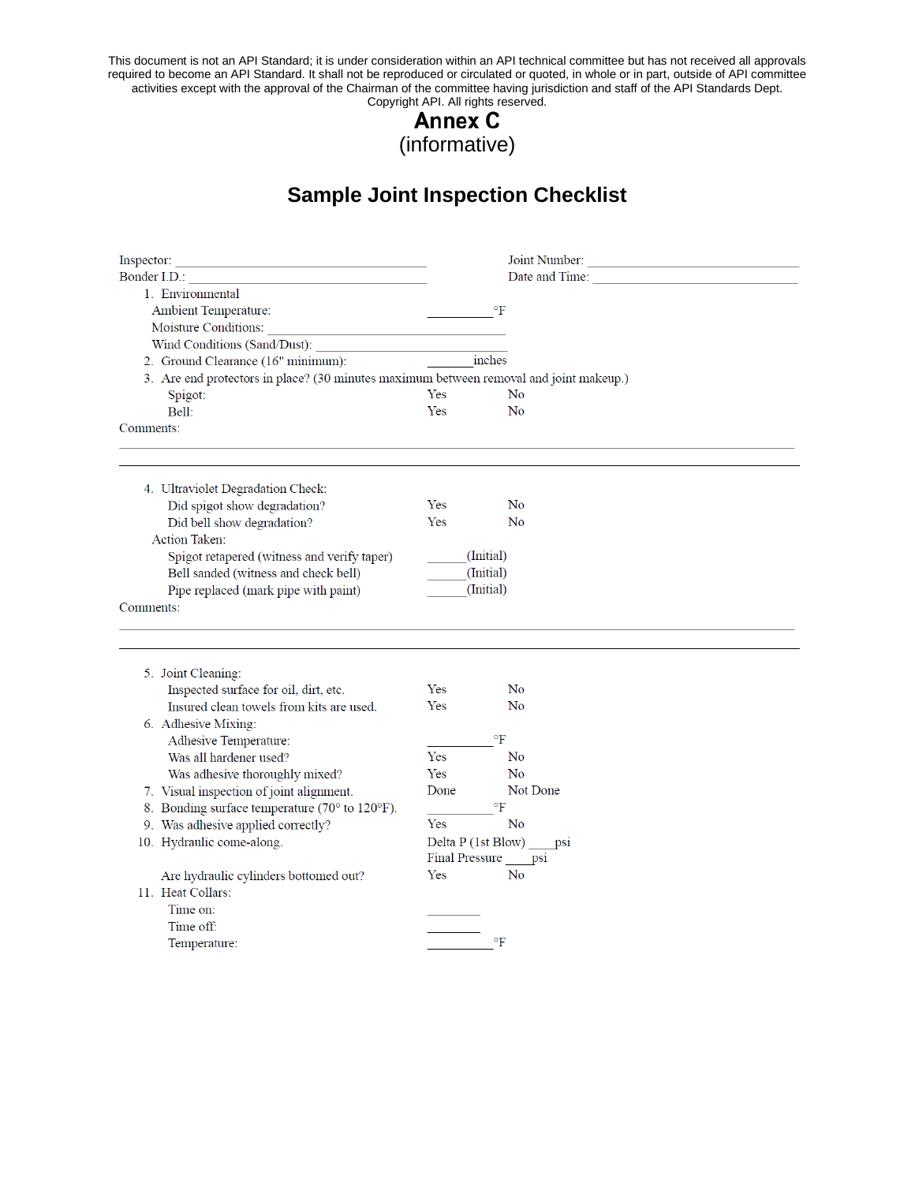This document is not an API Standard; it is under consideration within an API technical committee but has not received all approvals required to become an API Standard. It shall not be reproduced or circulated or quoted, in whole or in part, outside of API committee activities except with the approval of the Chairman of the committee having jurisdiction and staff of the API Standards Dept. Copyright API. All rights reserved.

# Annex C
(informative)

## Sample Joint Inspection Checklist

Inspector: ______________________________  Joint Number: ______________________________

Bonder I.D.: ______________________________  Date and Time: ______________________________

1. Environmental
   - Ambient Temperature: __________°F
   - Moisture Conditions: ______________________________
   - Wind Conditions (Sand/Dust): ______________________________
2. Ground Clearance (16" minimum): _______inches
3. Are end protectors in place? (30 minutes maximum between removal and joint makeup.)
   - Spigot: Yes  No
   - Bell: Yes  No

Comments:

______________________________________________________________________

______________________________________________________________________

4. Ultraviolet Degradation Check:
   - Did spigot show degradation? Yes  No
   - Did bell show degradation? Yes  No
   - Action Taken:
     - Spigot retapered (witness and verify taper) ______(Initial)
     - Bell sanded (witness and check bell) ______(Initial)
     - Pipe replaced (mark pipe with paint) ______(Initial)

Comments:

______________________________________________________________________

______________________________________________________________________

5. Joint Cleaning:
   - Inspected surface for oil, dirt, etc. Yes  No
   - Insured clean towels from kits are used. Yes  No
6. Adhesive Mixing:
   - Adhesive Temperature: __________°F
   - Was all hardener used? Yes  No
   - Was adhesive thoroughly mixed? Yes  No
7. Visual inspection of joint alignment. Done  Not Done
8. Bonding surface temperature (70° to 120°F). __________°F
9. Was adhesive applied correctly? Yes  No
10. Hydraulic come-along. Delta P (1st Blow) ____psi
    Final Pressure ____psi
    - Are hydraulic cylinders bottomed out? Yes  No
11. Heat Collars:
    - Time on: ________
    - Time off: ________
    - Temperature: __________°F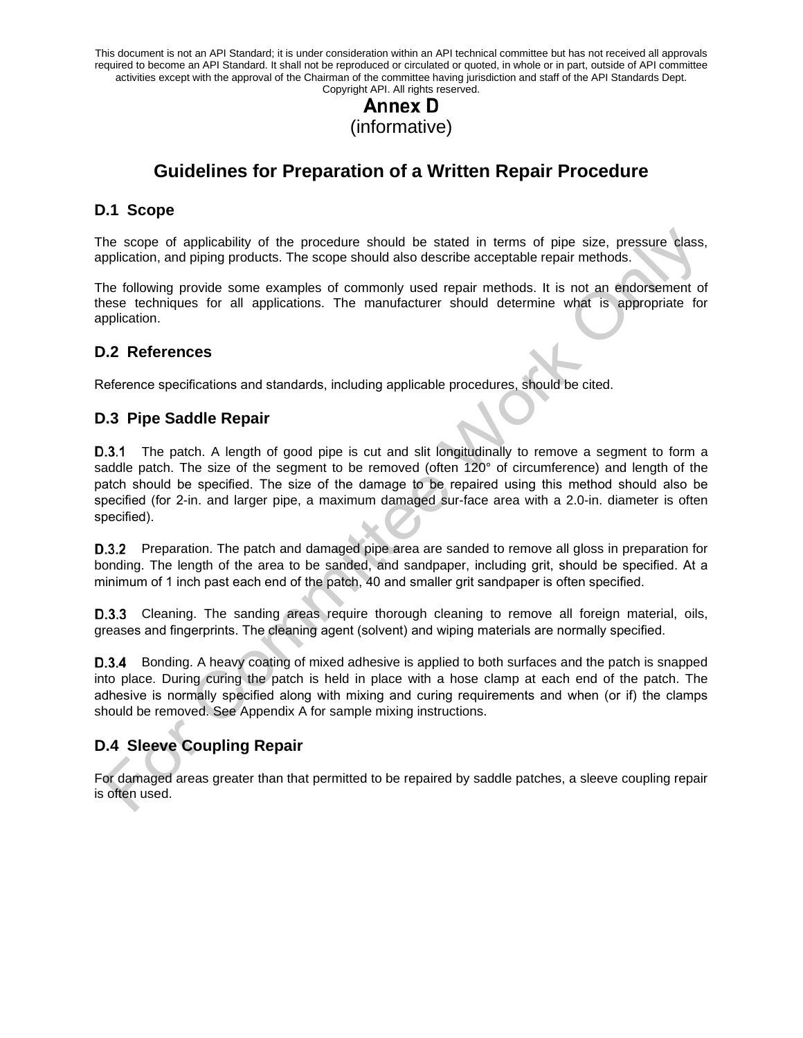# Annex D
(informative)

## Guidelines for Preparation of a Written Repair Procedure

### D.1 Scope

The scope of applicability of the procedure should be stated in terms of pipe size, pressure class, application, and piping products. The scope should also describe acceptable repair methods.

The following provide some examples of commonly used repair methods. It is not an endorsement of these techniques for all applications. The manufacturer should determine what is appropriate for application.

### D.2 References

Reference specifications and standards, including applicable procedures, should be cited.

### D.3 Pipe Saddle Repair

**D.3.1** The patch. A length of good pipe is cut and slit longitudinally to remove a segment to form a saddle patch. The size of the segment to be removed (often 120° of circumference) and length of the patch should be specified. The size of the damage to be repaired using this method should also be specified (for 2-in. and larger pipe, a maximum damaged sur-face area with a 2.0-in. diameter is often specified).

**D.3.2** Preparation. The patch and damaged pipe area are sanded to remove all gloss in preparation for bonding. The length of the area to be sanded, and sandpaper, including grit, should be specified. At a minimum of 1 inch past each end of the patch, 40 and smaller grit sandpaper is often specified.

**D.3.3** Cleaning. The sanding areas require thorough cleaning to remove all foreign material, oils, greases and fingerprints. The cleaning agent (solvent) and wiping materials are normally specified.

**D.3.4** Bonding. A heavy coating of mixed adhesive is applied to both surfaces and the patch is snapped into place. During curing the patch is held in place with a hose clamp at each end of the patch. The adhesive is normally specified along with mixing and curing requirements and when (or if) the clamps should be removed. See Appendix A for sample mixing instructions.

### D.4 Sleeve Coupling Repair

For damaged areas greater than that permitted to be repaired by saddle patches, a sleeve coupling repair is often used.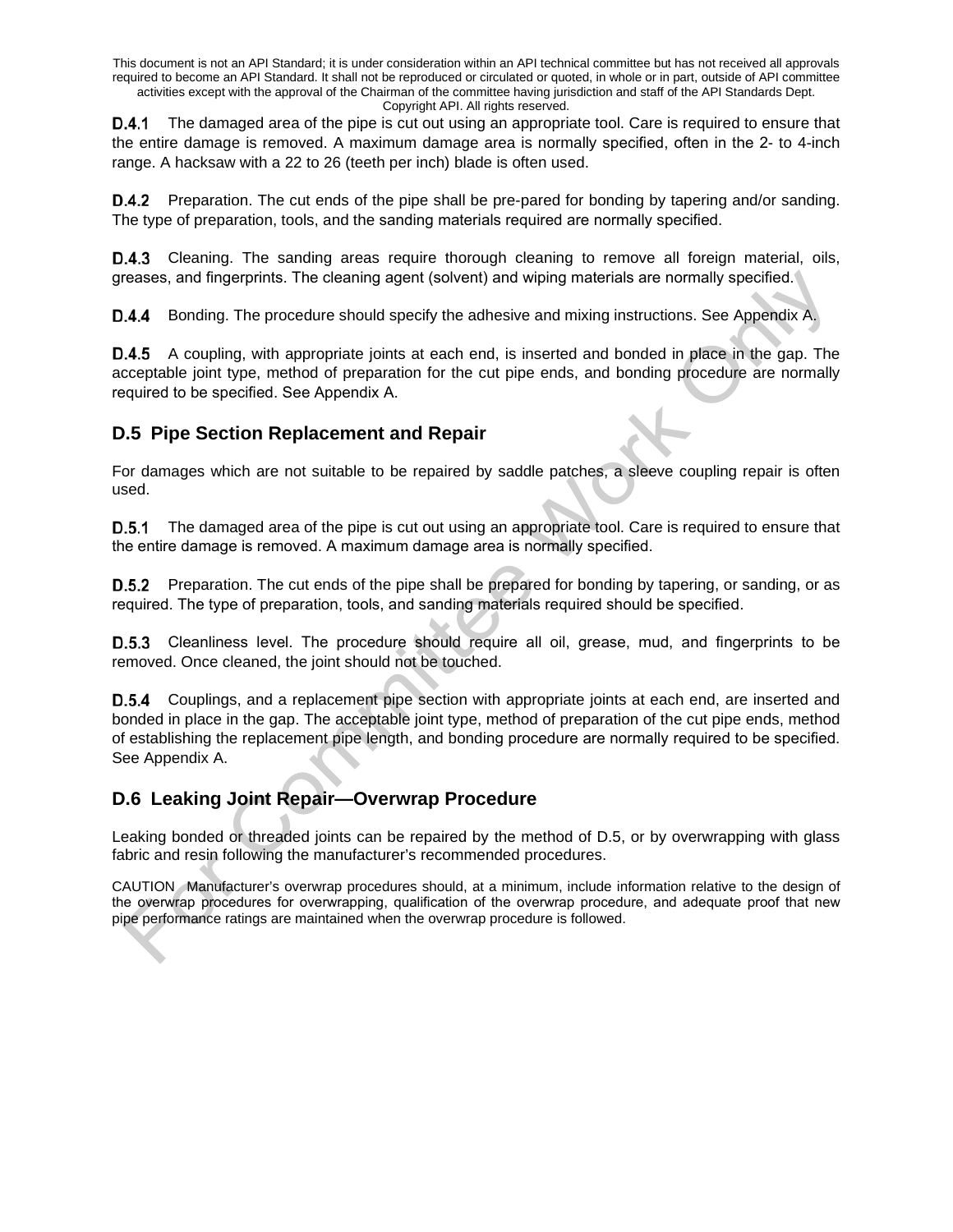**D.4.1** The damaged area of the pipe is cut out using an appropriate tool. Care is required to ensure that the entire damage is removed. A maximum damage area is normally specified, often in the 2- to 4-inch range. A hacksaw with a 22 to 26 (teeth per inch) blade is often used.

**D.4.2** Preparation. The cut ends of the pipe shall be pre-pared for bonding by tapering and/or sanding. The type of preparation, tools, and the sanding materials required are normally specified.

**D.4.3** Cleaning. The sanding areas require thorough cleaning to remove all foreign material, oils, greases, and fingerprints. The cleaning agent (solvent) and wiping materials are normally specified.

**D.4.4** Bonding. The procedure should specify the adhesive and mixing instructions. See Appendix A.

**D.4.5** A coupling, with appropriate joints at each end, is inserted and bonded in place in the gap. The acceptable joint type, method of preparation for the cut pipe ends, and bonding procedure are normally required to be specified. See Appendix A.

## D.5 Pipe Section Replacement and Repair

For damages which are not suitable to be repaired by saddle patches, a sleeve coupling repair is often used.

**D.5.1** The damaged area of the pipe is cut out using an appropriate tool. Care is required to ensure that the entire damage is removed. A maximum damage area is normally specified.

**D.5.2** Preparation. The cut ends of the pipe shall be prepared for bonding by tapering, or sanding, or as required. The type of preparation, tools, and sanding materials required should be specified.

**D.5.3** Cleanliness level. The procedure should require all oil, grease, mud, and fingerprints to be removed. Once cleaned, the joint should not be touched.

**D.5.4** Couplings, and a replacement pipe section with appropriate joints at each end, are inserted and bonded in place in the gap. The acceptable joint type, method of preparation of the cut pipe ends, method of establishing the replacement pipe length, and bonding procedure are normally required to be specified. See Appendix A.

## D.6 Leaking Joint Repair—Overwrap Procedure

Leaking bonded or threaded joints can be repaired by the method of D.5, or by overwrapping with glass fabric and resin following the manufacturer's recommended procedures.

CAUTION Manufacturer's overwrap procedures should, at a minimum, include information relative to the design of the overwrap procedures for overwrapping, qualification of the overwrap procedure, and adequate proof that new pipe performance ratings are maintained when the overwrap procedure is followed.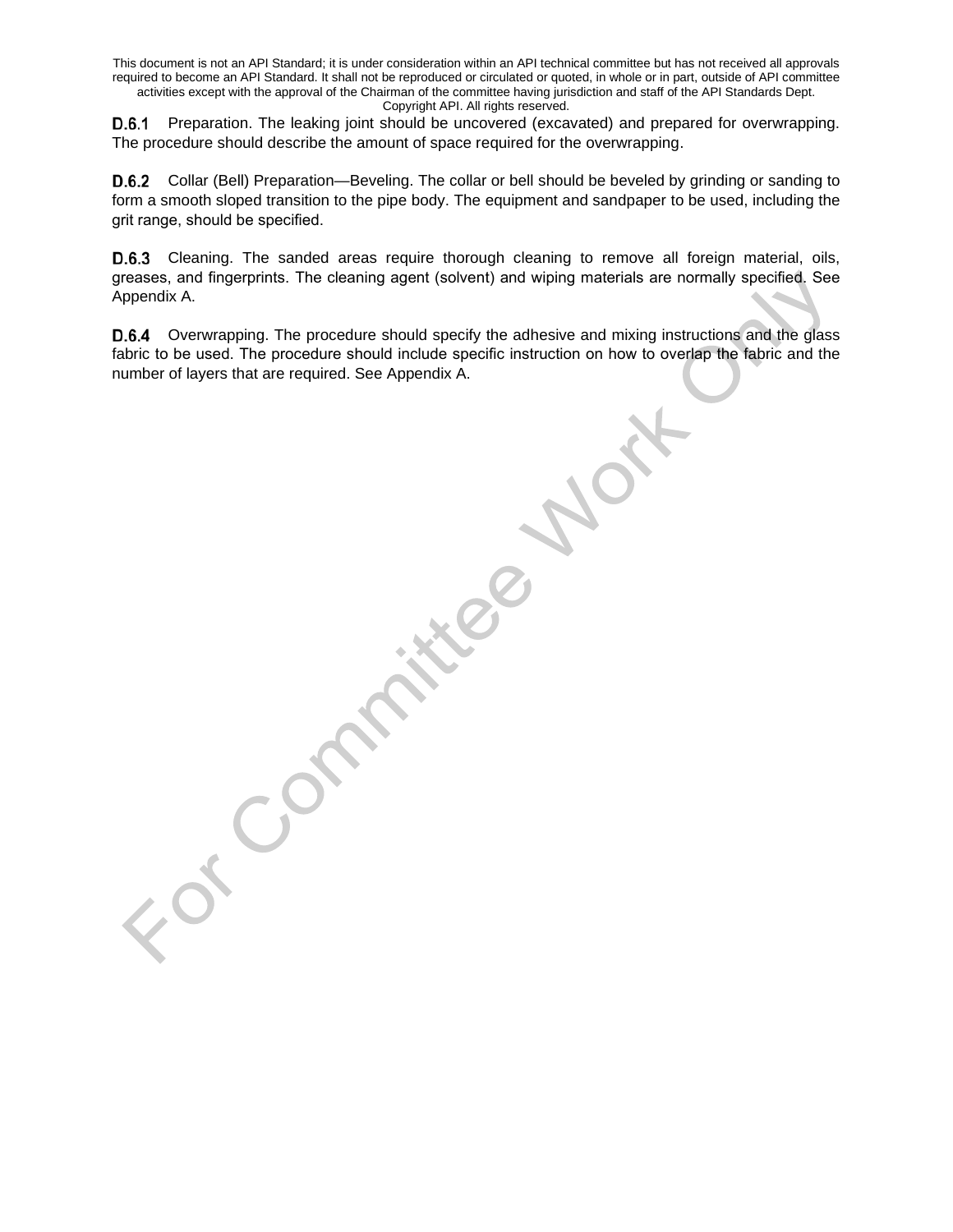**D.6.1** Preparation. The leaking joint should be uncovered (excavated) and prepared for overwrapping. The procedure should describe the amount of space required for the overwrapping.

**D.6.2** Collar (Bell) Preparation—Beveling. The collar or bell should be beveled by grinding or sanding to form a smooth sloped transition to the pipe body. The equipment and sandpaper to be used, including the grit range, should be specified.

**D.6.3** Cleaning. The sanded areas require thorough cleaning to remove all foreign material, oils, greases, and fingerprints. The cleaning agent (solvent) and wiping materials are normally specified. See Appendix A.

**D.6.4** Overwrapping. The procedure should specify the adhesive and mixing instructions and the glass fabric to be used. The procedure should include specific instruction on how to overlap the fabric and the number of layers that are required. See Appendix A.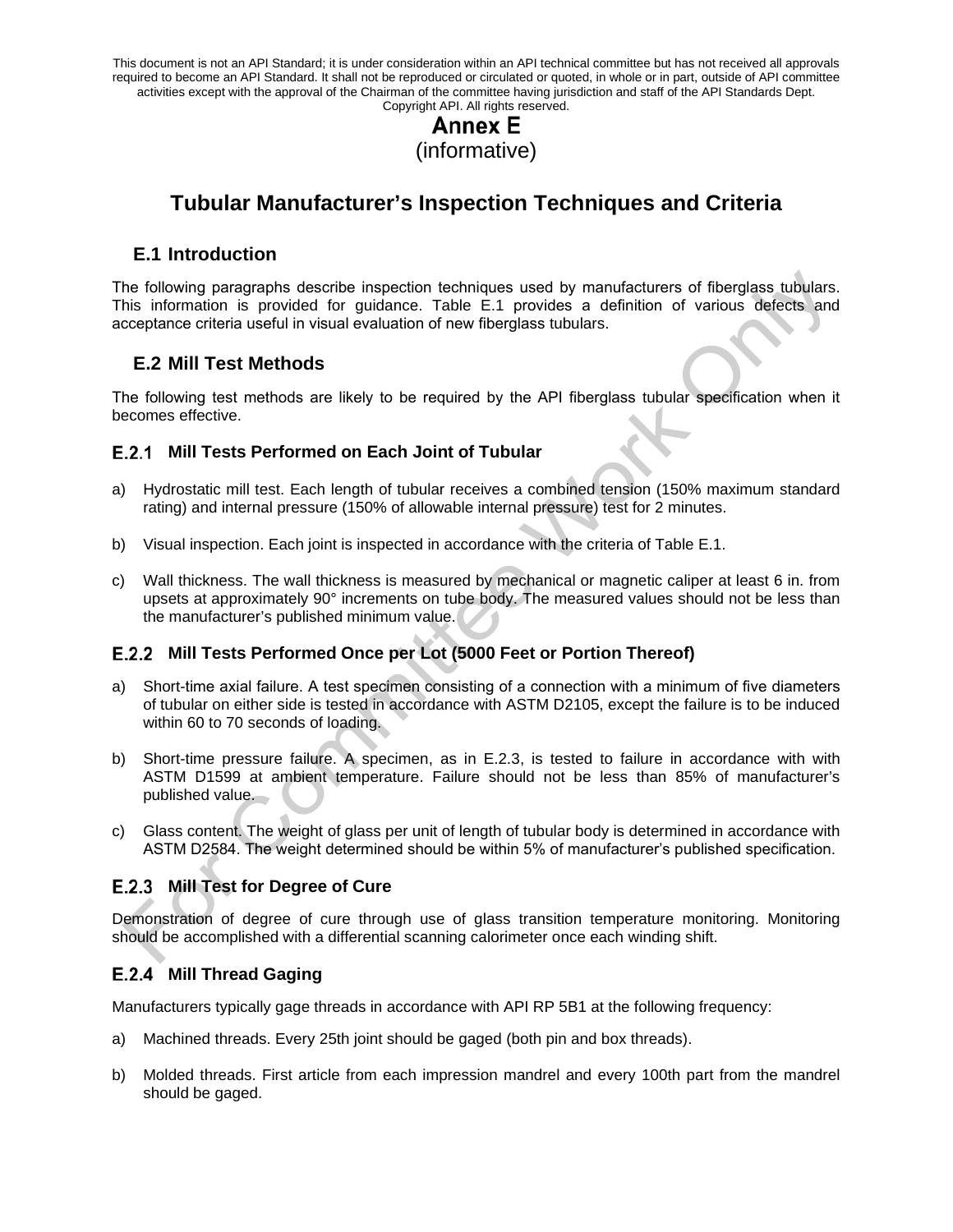This document is not an API Standard; it is under consideration within an API technical committee but has not received all approvals required to become an API Standard. It shall not be reproduced or circulated or quoted, in whole or in part, outside of API committee activities except with the approval of the Chairman of the committee having jurisdiction and staff of the API Standards Dept. Copyright API. All rights reserved.

# Annex E
(informative)

# Tubular Manufacturer's Inspection Techniques and Criteria

## E.1 Introduction

The following paragraphs describe inspection techniques used by manufacturers of fiberglass tubulars. This information is provided for guidance. Table E.1 provides a definition of various defects and acceptance criteria useful in visual evaluation of new fiberglass tubulars.

## E.2 Mill Test Methods

The following test methods are likely to be required by the API fiberglass tubular specification when it becomes effective.

### E.2.1 Mill Tests Performed on Each Joint of Tubular

a) Hydrostatic mill test. Each length of tubular receives a combined tension (150% maximum standard rating) and internal pressure (150% of allowable internal pressure) test for 2 minutes.

b) Visual inspection. Each joint is inspected in accordance with the criteria of Table E.1.

c) Wall thickness. The wall thickness is measured by mechanical or magnetic caliper at least 6 in. from upsets at approximately 90° increments on tube body. The measured values should not be less than the manufacturer's published minimum value.

### E.2.2 Mill Tests Performed Once per Lot (5000 Feet or Portion Thereof)

a) Short-time axial failure. A test specimen consisting of a connection with a minimum of five diameters of tubular on either side is tested in accordance with ASTM D2105, except the failure is to be induced within 60 to 70 seconds of loading.

b) Short-time pressure failure. A specimen, as in E.2.3, is tested to failure in accordance with with ASTM D1599 at ambient temperature. Failure should not be less than 85% of manufacturer's published value.

c) Glass content. The weight of glass per unit of length of tubular body is determined in accordance with ASTM D2584. The weight determined should be within 5% of manufacturer's published specification.

### E.2.3 Mill Test for Degree of Cure

Demonstration of degree of cure through use of glass transition temperature monitoring. Monitoring should be accomplished with a differential scanning calorimeter once each winding shift.

### E.2.4 Mill Thread Gaging

Manufacturers typically gage threads in accordance with API RP 5B1 at the following frequency:

a) Machined threads. Every 25th joint should be gaged (both pin and box threads).

b) Molded threads. First article from each impression mandrel and every 100th part from the mandrel should be gaged.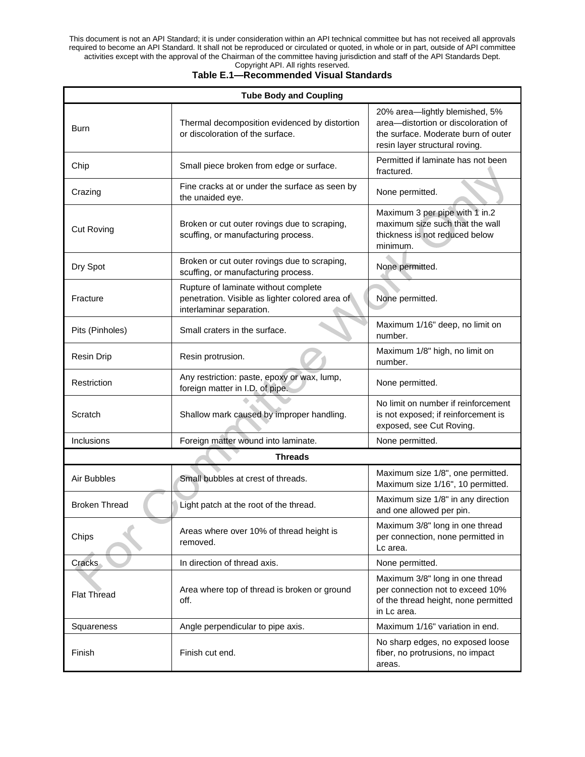This document is not an API Standard; it is under consideration within an API technical committee but has not received all approvals required to become an API Standard. It shall not be reproduced or circulated or quoted, in whole or in part, outside of API committee activities except with the approval of the Chairman of the committee having jurisdiction and staff of the API Standards Dept. Copyright API. All rights reserved.

**Table E.1—Recommended Visual Standards**

| **Tube Body and Coupling** | | |
|---|---|---|
| Burn | Thermal decomposition evidenced by distortion or discoloration of the surface. | 20% area—lightly blemished, 5% area—distortion or discoloration of the surface. Moderate burn of outer resin layer structural roving. |
| Chip | Small piece broken from edge or surface. | Permitted if laminate has not been fractured. |
| Crazing | Fine cracks at or under the surface as seen by the unaided eye. | None permitted. |
| Cut Roving | Broken or cut outer rovings due to scraping, scuffing, or manufacturing process. | Maximum 3 per pipe with 1 in.2 maximum size such that the wall thickness is not reduced below minimum. |
| Dry Spot | Broken or cut outer rovings due to scraping, scuffing, or manufacturing process. | None permitted. |
| Fracture | Rupture of laminate without complete penetration. Visible as lighter colored area of interlaminar separation. | None permitted. |
| Pits (Pinholes) | Small craters in the surface. | Maximum 1/16" deep, no limit on number. |
| Resin Drip | Resin protrusion. | Maximum 1/8" high, no limit on number. |
| Restriction | Any restriction: paste, epoxy or wax, lump, foreign matter in I.D. of pipe. | None permitted. |
| Scratch | Shallow mark caused by improper handling. | No limit on number if reinforcement is not exposed; if reinforcement is exposed, see Cut Roving. |
| Inclusions | Foreign matter wound into laminate. | None permitted. |
| **Threads** | | |
| Air Bubbles | Small bubbles at crest of threads. | Maximum size 1/8", one permitted. Maximum size 1/16", 10 permitted. |
| Broken Thread | Light patch at the root of the thread. | Maximum size 1/8" in any direction and one allowed per pin. |
| Chips | Areas where over 10% of thread height is removed. | Maximum 3/8" long in one thread per connection, none permitted in Lc area. |
| Cracks | In direction of thread axis. | None permitted. |
| Flat Thread | Area where top of thread is broken or ground off. | Maximum 3/8" long in one thread per connection not to exceed 10% of the thread height, none permitted in Lc area. |
| Squareness | Angle perpendicular to pipe axis. | Maximum 1/16" variation in end. |
| Finish | Finish cut end. | No sharp edges, no exposed loose fiber, no protrusions, no impact areas. |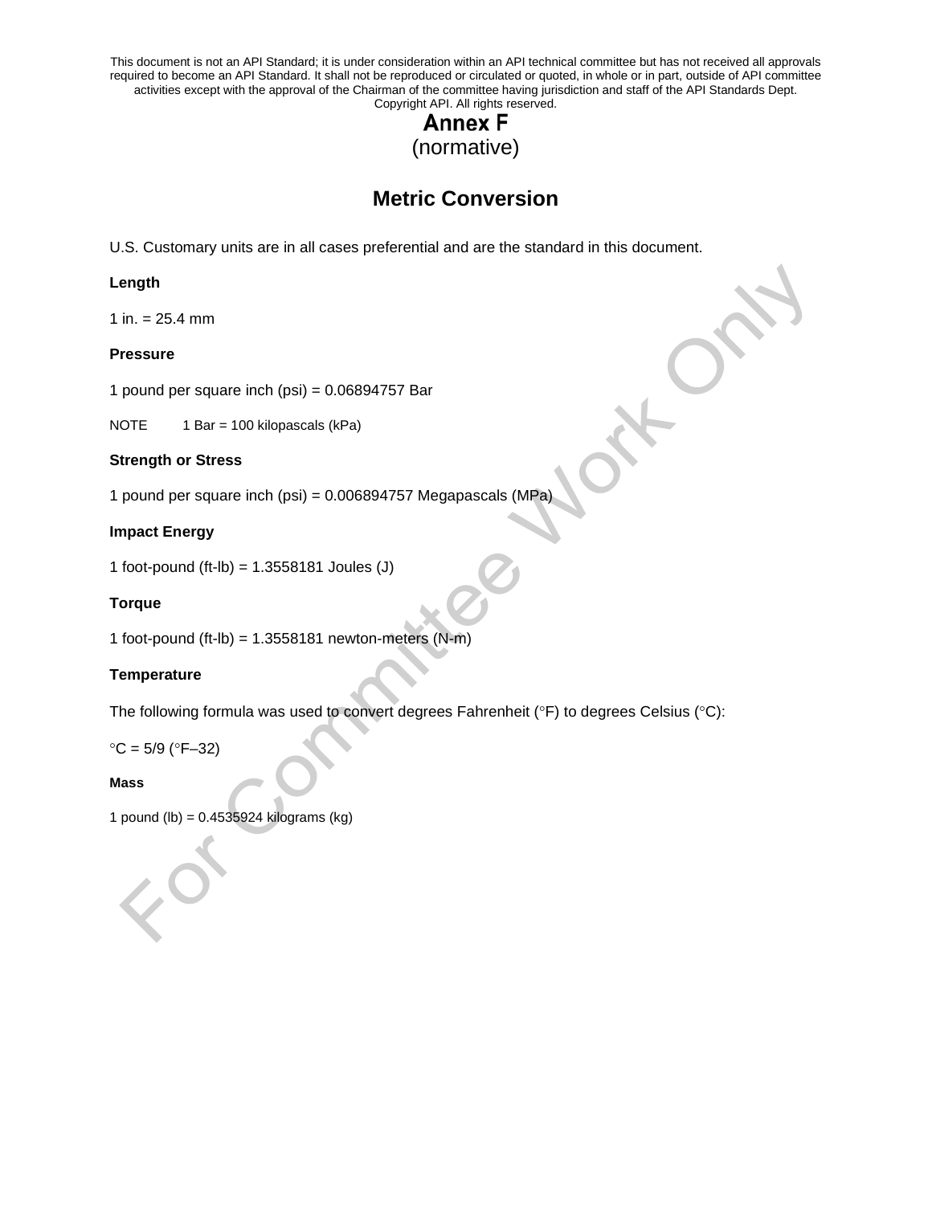# Annex F
(normative)

## Metric Conversion

U.S. Customary units are in all cases preferential and are the standard in this document.

**Length**

1 in. = 25.4 mm

**Pressure**

1 pound per square inch (psi) = 0.06894757 Bar

NOTE 1 Bar = 100 kilopascals (kPa)

**Strength or Stress**

1 pound per square inch (psi) = 0.006894757 Megapascals (MPa)

**Impact Energy**

1 foot-pound (ft-lb) = 1.3558181 Joules (J)

**Torque**

1 foot-pound (ft-lb) = 1.3558181 newton-meters (N-m)

**Temperature**

The following formula was used to convert degrees Fahrenheit (°F) to degrees Celsius (°C):

°C = 5/9 (°F–32)

**Mass**

1 pound (lb) = 0.4535924 kilograms (kg)